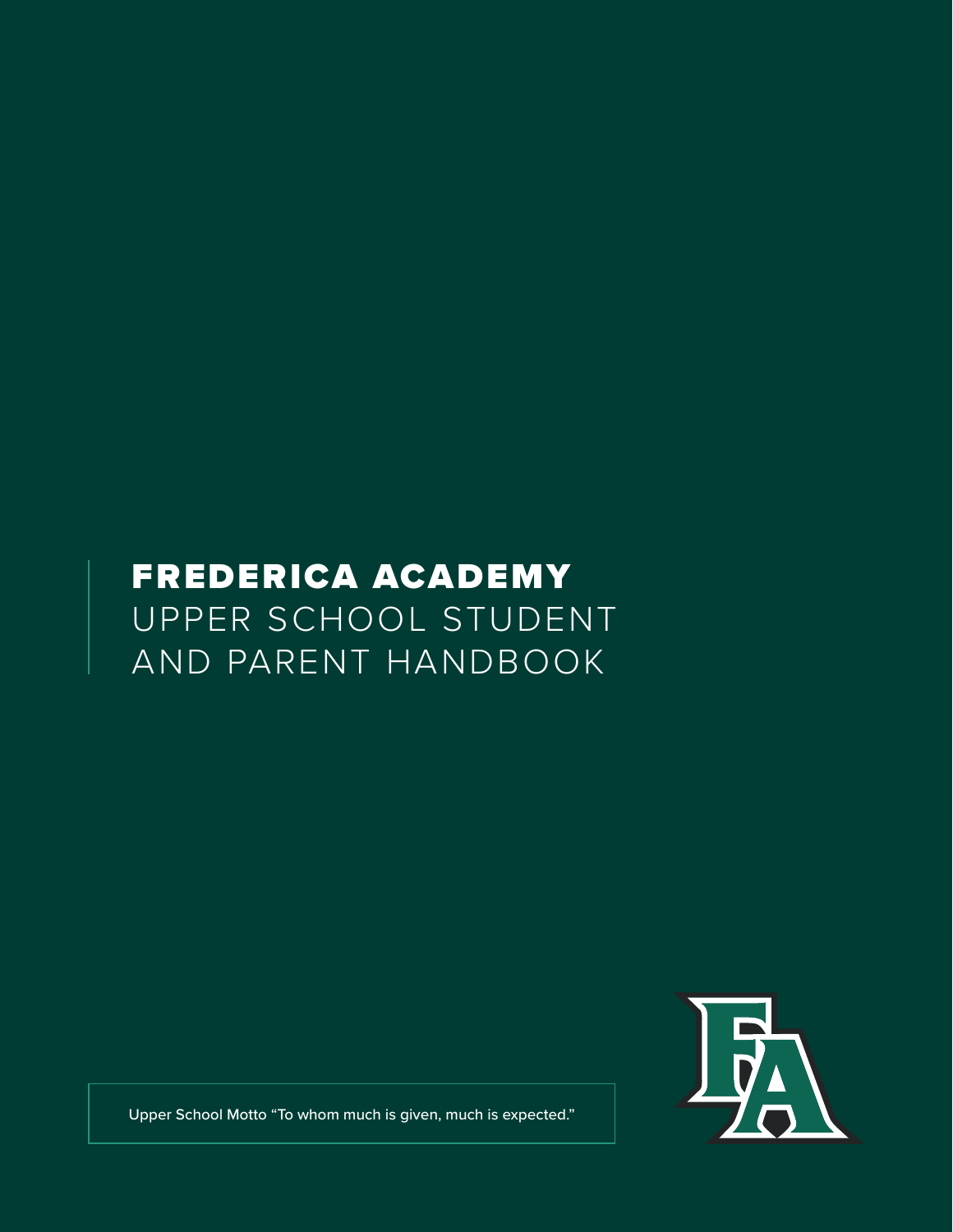# FREDERICA ACADEMY

## UPPER SCHOOL STUDENT AND PARENT HANDBOOK

Upper School Motto "To whom much is given, much is expected."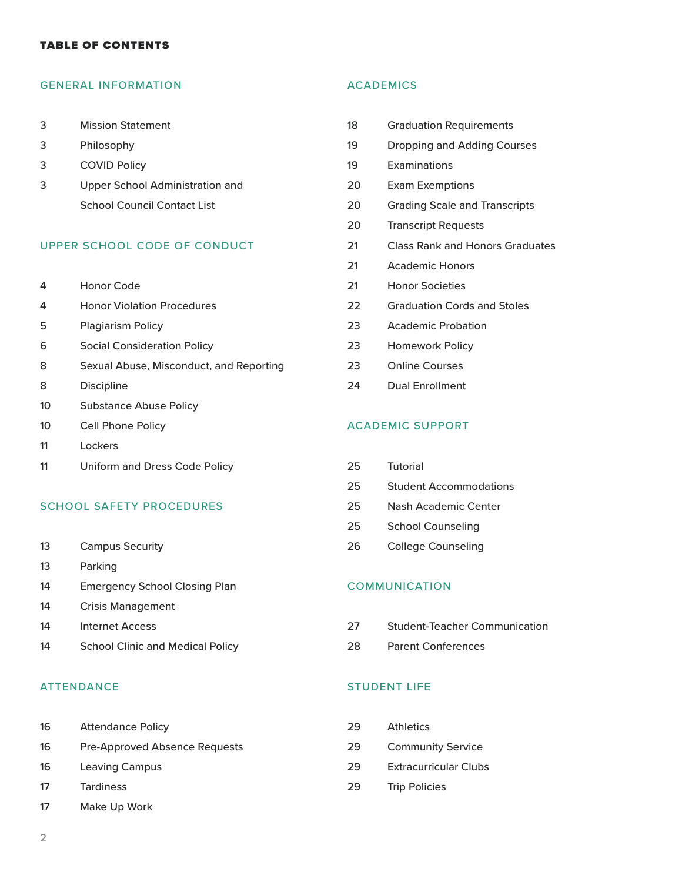# TABLE OF CONTENTS

## GENERAL INFORMATION

| Page | Section |
| --- | --- |
| 3 | Mission Statement |
| 3 | Philosophy |
| 3 | COVID Policy |
| 3 | Upper School Administration and School Council Contact List |

## UPPER SCHOOL CODE OF CONDUCT

| Page | Section |
| --- | --- |
| 4 | Honor Code |
| 4 | Honor Violation Procedures |
| 5 | Plagiarism Policy |
| 6 | Social Consideration Policy |
| 8 | Sexual Abuse, Misconduct, and Reporting |
| 8 | Discipline |
| 10 | Substance Abuse Policy |
| 10 | Cell Phone Policy |
| 11 | Lockers |
| 11 | Uniform and Dress Code Policy |

## SCHOOL SAFETY PROCEDURES

| Page | Section |
| --- | --- |
| 13 | Campus Security |
| 13 | Parking |
| 14 | Emergency School Closing Plan |
| 14 | Crisis Management |
| 14 | Internet Access |
| 14 | School Clinic and Medical Policy |

## ATTENDANCE

| Page | Section |
| --- | --- |
| 16 | Attendance Policy |
| 16 | Pre-Approved Absence Requests |
| 16 | Leaving Campus |
| 17 | Tardiness |
| 17 | Make Up Work |

## ACADEMICS

| Page | Section |
| --- | --- |
| 18 | Graduation Requirements |
| 19 | Dropping and Adding Courses |
| 19 | Examinations |
| 20 | Exam Exemptions |
| 20 | Grading Scale and Transcripts |
| 20 | Transcript Requests |
| 21 | Class Rank and Honors Graduates |
| 21 | Academic Honors |
| 21 | Honor Societies |
| 22 | Graduation Cords and Stoles |
| 23 | Academic Probation |
| 23 | Homework Policy |
| 23 | Online Courses |
| 24 | Dual Enrollment |

## ACADEMIC SUPPORT

| Page | Section |
| --- | --- |
| 25 | Tutorial |
| 25 | Student Accommodations |
| 25 | Nash Academic Center |
| 25 | School Counseling |
| 26 | College Counseling |

## COMMUNICATION

| Page | Section |
| --- | --- |
| 27 | Student-Teacher Communication |
| 28 | Parent Conferences |

## STUDENT LIFE

| Page | Section |
| --- | --- |
| 29 | Athletics |
| 29 | Community Service |
| 29 | Extracurricular Clubs |
| 29 | Trip Policies |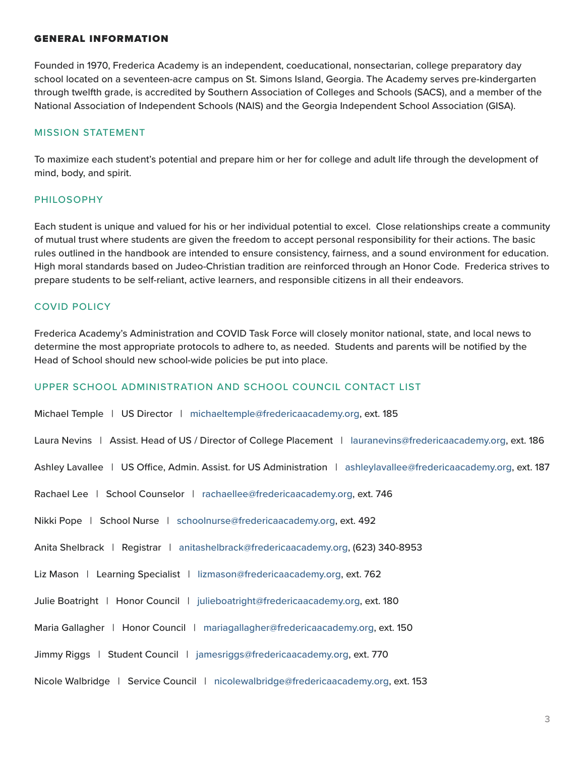## GENERAL INFORMATION

Founded in 1970, Frederica Academy is an independent, coeducational, nonsectarian, college preparatory day school located on a seventeen-acre campus on St. Simons Island, Georgia. The Academy serves pre-kindergarten through twelfth grade, is accredited by Southern Association of Colleges and Schools (SACS), and a member of the National Association of Independent Schools (NAIS) and the Georgia Independent School Association (GISA).

### MISSION STATEMENT

To maximize each student's potential and prepare him or her for college and adult life through the development of mind, body, and spirit.

### PHILOSOPHY

Each student is unique and valued for his or her individual potential to excel. Close relationships create a community of mutual trust where students are given the freedom to accept personal responsibility for their actions. The basic rules outlined in the handbook are intended to ensure consistency, fairness, and a sound environment for education. High moral standards based on Judeo-Christian tradition are reinforced through an Honor Code. Frederica strives to prepare students to be self-reliant, active learners, and responsible citizens in all their endeavors.

### COVID POLICY

Frederica Academy's Administration and COVID Task Force will closely monitor national, state, and local news to determine the most appropriate protocols to adhere to, as needed. Students and parents will be notified by the Head of School should new school-wide policies be put into place.

### UPPER SCHOOL ADMINISTRATION AND SCHOOL COUNCIL CONTACT LIST

Michael Temple | US Director | michaeltemple@fredericaacademy.org, ext. 185

Laura Nevins | Assist. Head of US / Director of College Placement | lauranevins@fredericaacademy.org, ext. 186

Ashley Lavallee | US Office, Admin. Assist. for US Administration | ashleylavallee@fredericaacademy.org, ext. 187

Rachael Lee | School Counselor | rachaellee@fredericaacademy.org, ext. 746

Nikki Pope | School Nurse | schoolnurse@fredericaacademy.org, ext. 492

Anita Shelbrack | Registrar | anitashelbrack@fredericaacademy.org, (623) 340-8953

Liz Mason | Learning Specialist | lizmason@fredericaacademy.org, ext. 762

Julie Boatright | Honor Council | julieboatright@fredericaacademy.org, ext. 180

Maria Gallagher | Honor Council | mariagallagher@fredericaacademy.org, ext. 150

Jimmy Riggs | Student Council | jamesriggs@fredericaacademy.org, ext. 770

Nicole Walbridge | Service Council | nicolewalbridge@fredericaacademy.org, ext. 153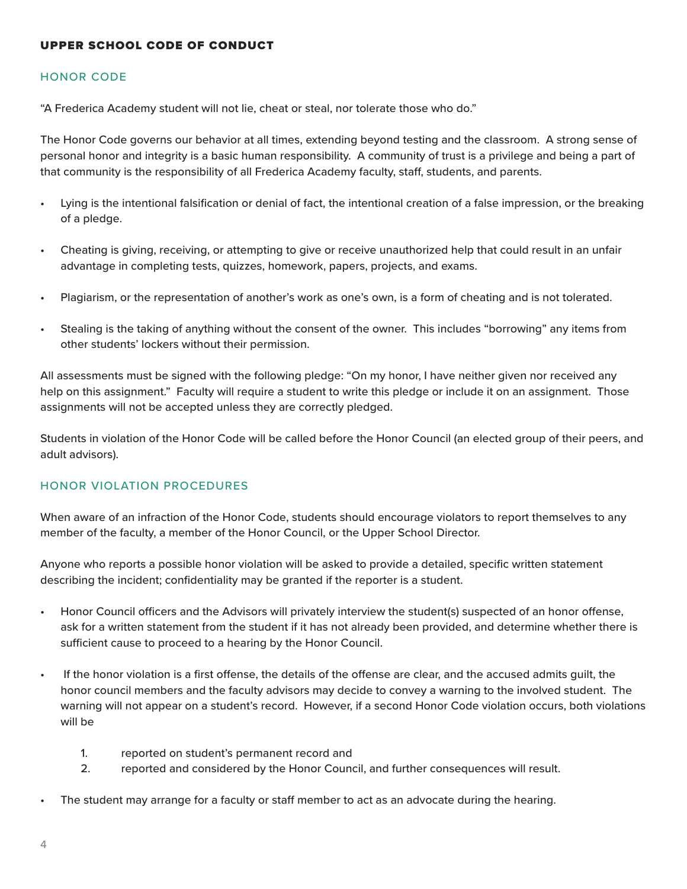## UPPER SCHOOL CODE OF CONDUCT

### HONOR CODE

"A Frederica Academy student will not lie, cheat or steal, nor tolerate those who do."

The Honor Code governs our behavior at all times, extending beyond testing and the classroom. A strong sense of personal honor and integrity is a basic human responsibility. A community of trust is a privilege and being a part of that community is the responsibility of all Frederica Academy faculty, staff, students, and parents.

- Lying is the intentional falsification or denial of fact, the intentional creation of a false impression, or the breaking of a pledge.
- Cheating is giving, receiving, or attempting to give or receive unauthorized help that could result in an unfair advantage in completing tests, quizzes, homework, papers, projects, and exams.
- Plagiarism, or the representation of another's work as one's own, is a form of cheating and is not tolerated.
- Stealing is the taking of anything without the consent of the owner. This includes "borrowing" any items from other students' lockers without their permission.

All assessments must be signed with the following pledge: "On my honor, I have neither given nor received any help on this assignment." Faculty will require a student to write this pledge or include it on an assignment. Those assignments will not be accepted unless they are correctly pledged.

Students in violation of the Honor Code will be called before the Honor Council (an elected group of their peers, and adult advisors).

### HONOR VIOLATION PROCEDURES

When aware of an infraction of the Honor Code, students should encourage violators to report themselves to any member of the faculty, a member of the Honor Council, or the Upper School Director.

Anyone who reports a possible honor violation will be asked to provide a detailed, specific written statement describing the incident; confidentiality may be granted if the reporter is a student.

- Honor Council officers and the Advisors will privately interview the student(s) suspected of an honor offense, ask for a written statement from the student if it has not already been provided, and determine whether there is sufficient cause to proceed to a hearing by the Honor Council.
- If the honor violation is a first offense, the details of the offense are clear, and the accused admits guilt, the honor council members and the faculty advisors may decide to convey a warning to the involved student. The warning will not appear on a student's record. However, if a second Honor Code violation occurs, both violations will be
    1. reported on student's permanent record and
    2. reported and considered by the Honor Council, and further consequences will result.
- The student may arrange for a faculty or staff member to act as an advocate during the hearing.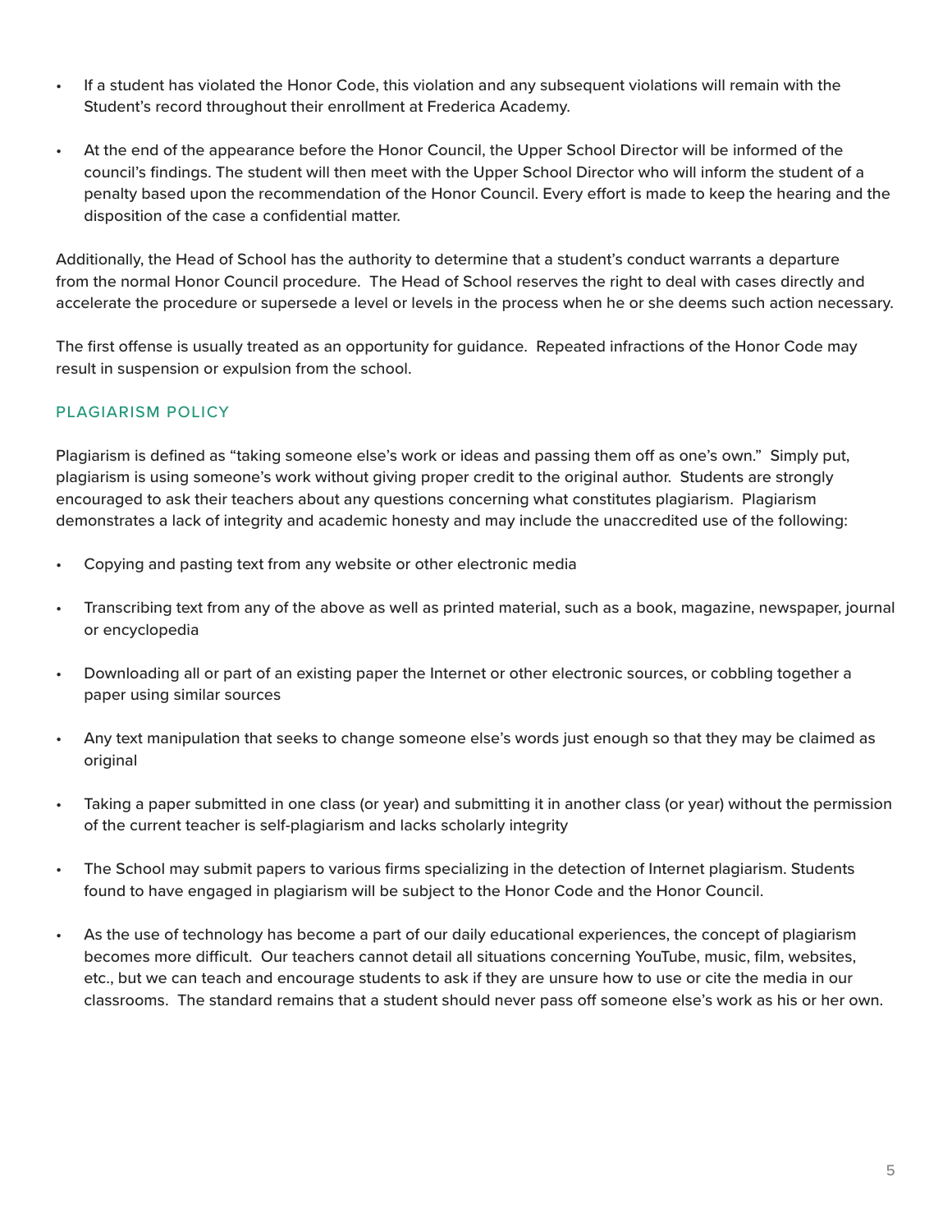- If a student has violated the Honor Code, this violation and any subsequent violations will remain with the Student's record throughout their enrollment at Frederica Academy.

- At the end of the appearance before the Honor Council, the Upper School Director will be informed of the council's findings. The student will then meet with the Upper School Director who will inform the student of a penalty based upon the recommendation of the Honor Council. Every effort is made to keep the hearing and the disposition of the case a confidential matter.

Additionally, the Head of School has the authority to determine that a student's conduct warrants a departure from the normal Honor Council procedure. The Head of School reserves the right to deal with cases directly and accelerate the procedure or supersede a level or levels in the process when he or she deems such action necessary.

The first offense is usually treated as an opportunity for guidance. Repeated infractions of the Honor Code may result in suspension or expulsion from the school.

## PLAGIARISM POLICY

Plagiarism is defined as "taking someone else's work or ideas and passing them off as one's own." Simply put, plagiarism is using someone's work without giving proper credit to the original author. Students are strongly encouraged to ask their teachers about any questions concerning what constitutes plagiarism. Plagiarism demonstrates a lack of integrity and academic honesty and may include the unaccredited use of the following:

- Copying and pasting text from any website or other electronic media

- Transcribing text from any of the above as well as printed material, such as a book, magazine, newspaper, journal or encyclopedia

- Downloading all or part of an existing paper the Internet or other electronic sources, or cobbling together a paper using similar sources

- Any text manipulation that seeks to change someone else's words just enough so that they may be claimed as original

- Taking a paper submitted in one class (or year) and submitting it in another class (or year) without the permission of the current teacher is self-plagiarism and lacks scholarly integrity

- The School may submit papers to various firms specializing in the detection of Internet plagiarism. Students found to have engaged in plagiarism will be subject to the Honor Code and the Honor Council.

- As the use of technology has become a part of our daily educational experiences, the concept of plagiarism becomes more difficult. Our teachers cannot detail all situations concerning YouTube, music, film, websites, etc., but we can teach and encourage students to ask if they are unsure how to use or cite the media in our classrooms. The standard remains that a student should never pass off someone else's work as his or her own.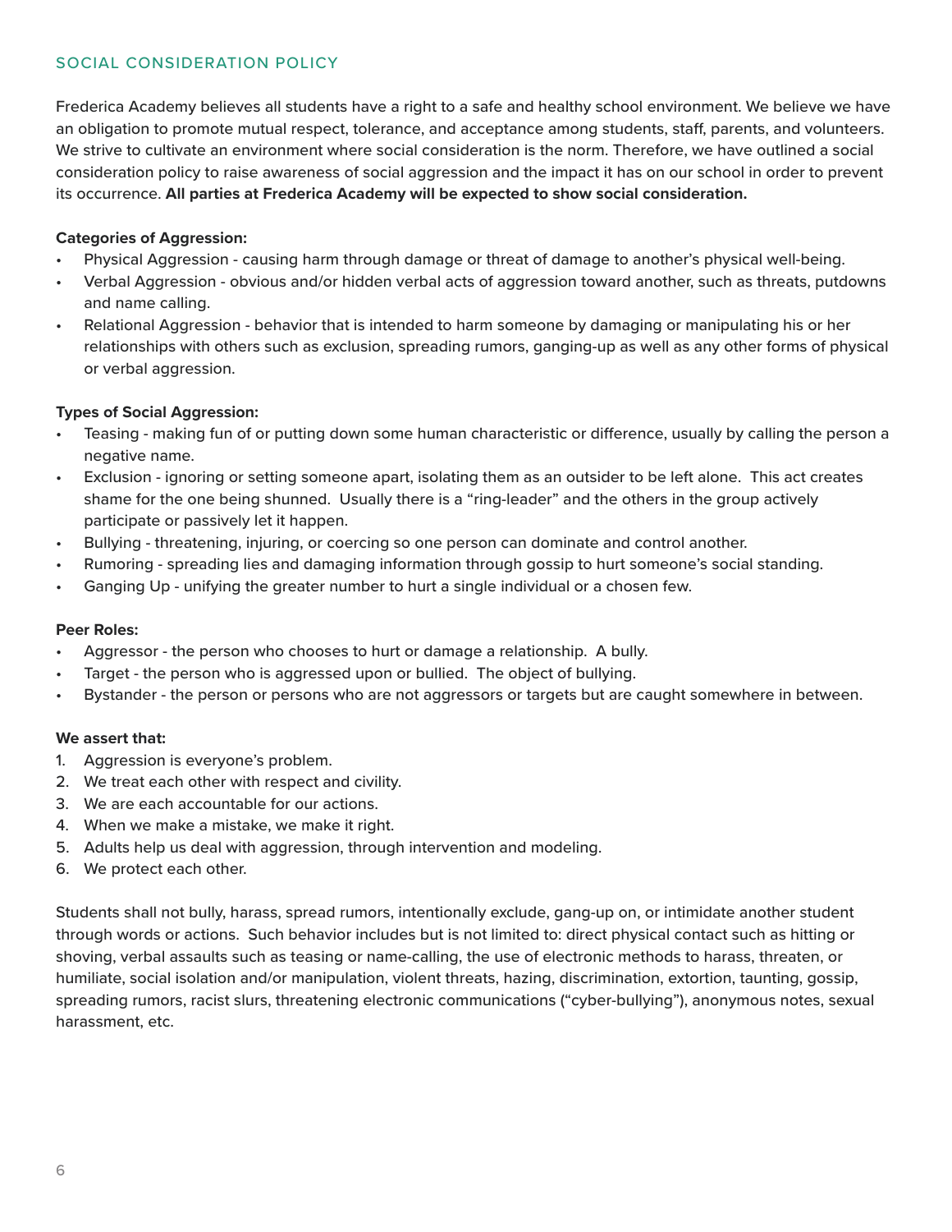## SOCIAL CONSIDERATION POLICY

Frederica Academy believes all students have a right to a safe and healthy school environment. We believe we have an obligation to promote mutual respect, tolerance, and acceptance among students, staff, parents, and volunteers. We strive to cultivate an environment where social consideration is the norm. Therefore, we have outlined a social consideration policy to raise awareness of social aggression and the impact it has on our school in order to prevent its occurrence. **All parties at Frederica Academy will be expected to show social consideration.**

**Categories of Aggression:**

- Physical Aggression - causing harm through damage or threat of damage to another's physical well-being.
- Verbal Aggression - obvious and/or hidden verbal acts of aggression toward another, such as threats, putdowns and name calling.
- Relational Aggression - behavior that is intended to harm someone by damaging or manipulating his or her relationships with others such as exclusion, spreading rumors, ganging-up as well as any other forms of physical or verbal aggression.

**Types of Social Aggression:**

- Teasing - making fun of or putting down some human characteristic or difference, usually by calling the person a negative name.
- Exclusion - ignoring or setting someone apart, isolating them as an outsider to be left alone. This act creates shame for the one being shunned. Usually there is a "ring-leader" and the others in the group actively participate or passively let it happen.
- Bullying - threatening, injuring, or coercing so one person can dominate and control another.
- Rumoring - spreading lies and damaging information through gossip to hurt someone's social standing.
- Ganging Up - unifying the greater number to hurt a single individual or a chosen few.

**Peer Roles:**

- Aggressor - the person who chooses to hurt or damage a relationship. A bully.
- Target - the person who is aggressed upon or bullied. The object of bullying.
- Bystander - the person or persons who are not aggressors or targets but are caught somewhere in between.

**We assert that:**

1. Aggression is everyone's problem.
2. We treat each other with respect and civility.
3. We are each accountable for our actions.
4. When we make a mistake, we make it right.
5. Adults help us deal with aggression, through intervention and modeling.
6. We protect each other.

Students shall not bully, harass, spread rumors, intentionally exclude, gang-up on, or intimidate another student through words or actions. Such behavior includes but is not limited to: direct physical contact such as hitting or shoving, verbal assaults such as teasing or name-calling, the use of electronic methods to harass, threaten, or humiliate, social isolation and/or manipulation, violent threats, hazing, discrimination, extortion, taunting, gossip, spreading rumors, racist slurs, threatening electronic communications ("cyber-bullying"), anonymous notes, sexual harassment, etc.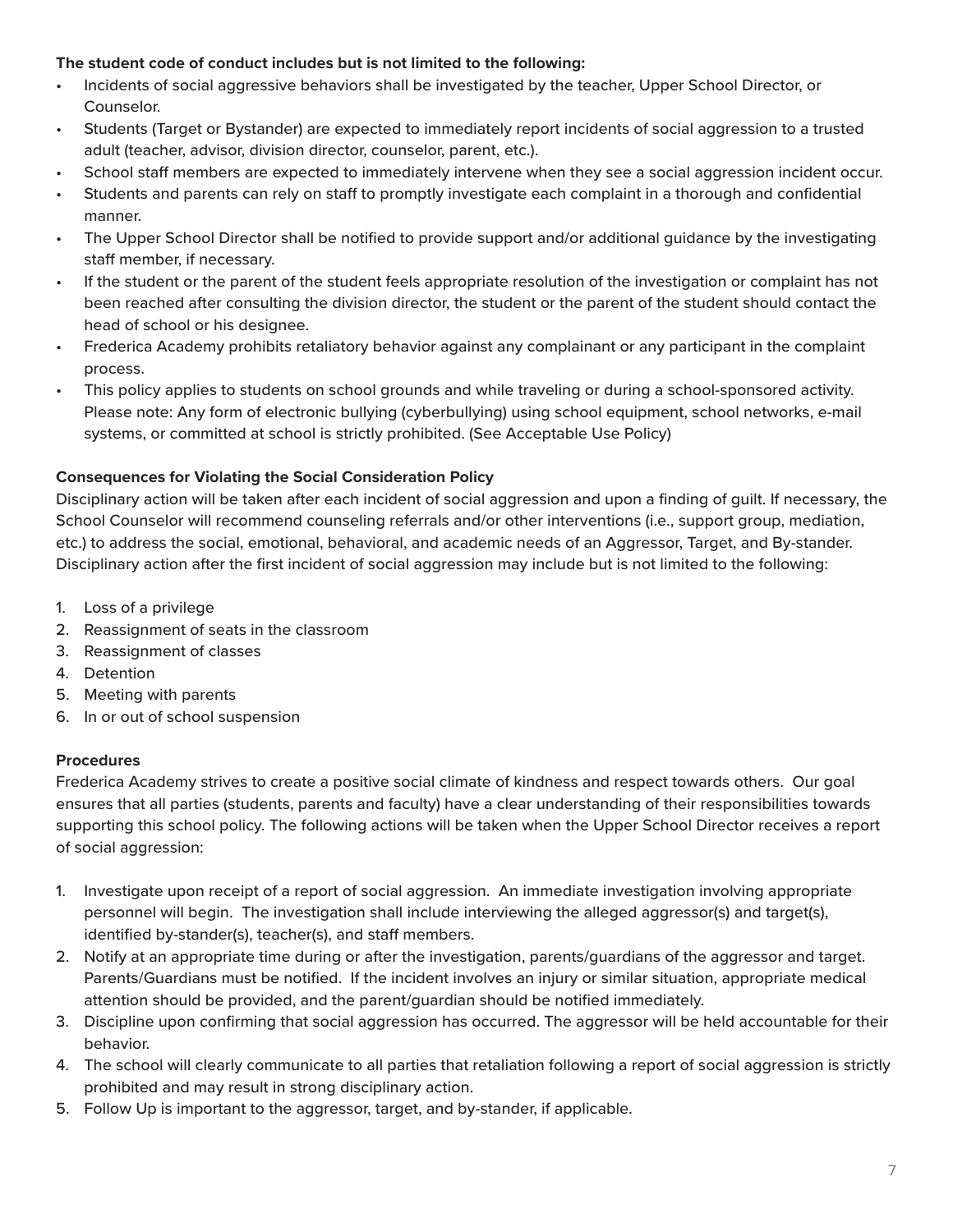**The student code of conduct includes but is not limited to the following:**

- Incidents of social aggressive behaviors shall be investigated by the teacher, Upper School Director, or Counselor.
- Students (Target or Bystander) are expected to immediately report incidents of social aggression to a trusted adult (teacher, advisor, division director, counselor, parent, etc.).
- School staff members are expected to immediately intervene when they see a social aggression incident occur.
- Students and parents can rely on staff to promptly investigate each complaint in a thorough and confidential manner.
- The Upper School Director shall be notified to provide support and/or additional guidance by the investigating staff member, if necessary.
- If the student or the parent of the student feels appropriate resolution of the investigation or complaint has not been reached after consulting the division director, the student or the parent of the student should contact the head of school or his designee.
- Frederica Academy prohibits retaliatory behavior against any complainant or any participant in the complaint process.
- This policy applies to students on school grounds and while traveling or during a school-sponsored activity. Please note: Any form of electronic bullying (cyberbullying) using school equipment, school networks, e-mail systems, or committed at school is strictly prohibited. (See Acceptable Use Policy)

**Consequences for Violating the Social Consideration Policy**

Disciplinary action will be taken after each incident of social aggression and upon a finding of guilt. If necessary, the School Counselor will recommend counseling referrals and/or other interventions (i.e., support group, mediation, etc.) to address the social, emotional, behavioral, and academic needs of an Aggressor, Target, and By-stander. Disciplinary action after the first incident of social aggression may include but is not limited to the following:

1. Loss of a privilege
2. Reassignment of seats in the classroom
3. Reassignment of classes
4. Detention
5. Meeting with parents
6. In or out of school suspension

**Procedures**

Frederica Academy strives to create a positive social climate of kindness and respect towards others. Our goal ensures that all parties (students, parents and faculty) have a clear understanding of their responsibilities towards supporting this school policy. The following actions will be taken when the Upper School Director receives a report of social aggression:

1. Investigate upon receipt of a report of social aggression. An immediate investigation involving appropriate personnel will begin. The investigation shall include interviewing the alleged aggressor(s) and target(s), identified by-stander(s), teacher(s), and staff members.
2. Notify at an appropriate time during or after the investigation, parents/guardians of the aggressor and target. Parents/Guardians must be notified. If the incident involves an injury or similar situation, appropriate medical attention should be provided, and the parent/guardian should be notified immediately.
3. Discipline upon confirming that social aggression has occurred. The aggressor will be held accountable for their behavior.
4. The school will clearly communicate to all parties that retaliation following a report of social aggression is strictly prohibited and may result in strong disciplinary action.
5. Follow Up is important to the aggressor, target, and by-stander, if applicable.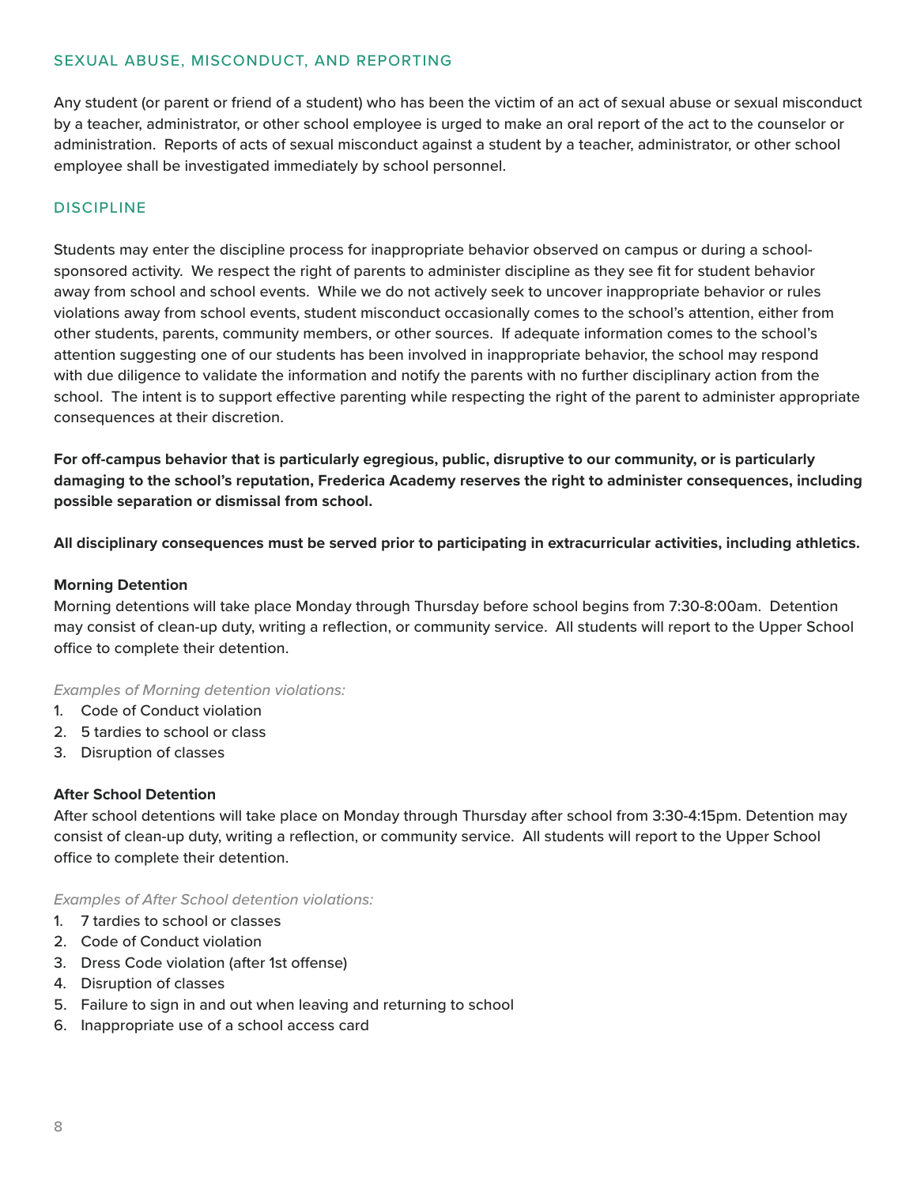## SEXUAL ABUSE, MISCONDUCT, AND REPORTING

Any student (or parent or friend of a student) who has been the victim of an act of sexual abuse or sexual misconduct by a teacher, administrator, or other school employee is urged to make an oral report of the act to the counselor or administration. Reports of acts of sexual misconduct against a student by a teacher, administrator, or other school employee shall be investigated immediately by school personnel.

## DISCIPLINE

Students may enter the discipline process for inappropriate behavior observed on campus or during a school-sponsored activity. We respect the right of parents to administer discipline as they see fit for student behavior away from school and school events. While we do not actively seek to uncover inappropriate behavior or rules violations away from school events, student misconduct occasionally comes to the school's attention, either from other students, parents, community members, or other sources. If adequate information comes to the school's attention suggesting one of our students has been involved in inappropriate behavior, the school may respond with due diligence to validate the information and notify the parents with no further disciplinary action from the school. The intent is to support effective parenting while respecting the right of the parent to administer appropriate consequences at their discretion.

**For off-campus behavior that is particularly egregious, public, disruptive to our community, or is particularly damaging to the school's reputation, Frederica Academy reserves the right to administer consequences, including possible separation or dismissal from school.**

**All disciplinary consequences must be served prior to participating in extracurricular activities, including athletics.**

**Morning Detention**

Morning detentions will take place Monday through Thursday before school begins from 7:30-8:00am. Detention may consist of clean-up duty, writing a reflection, or community service. All students will report to the Upper School office to complete their detention.

*Examples of Morning detention violations:*

1. Code of Conduct violation
2. 5 tardies to school or class
3. Disruption of classes

**After School Detention**

After school detentions will take place on Monday through Thursday after school from 3:30-4:15pm. Detention may consist of clean-up duty, writing a reflection, or community service. All students will report to the Upper School office to complete their detention.

*Examples of After School detention violations:*

1. 7 tardies to school or classes
2. Code of Conduct violation
3. Dress Code violation (after 1st offense)
4. Disruption of classes
5. Failure to sign in and out when leaving and returning to school
6. Inappropriate use of a school access card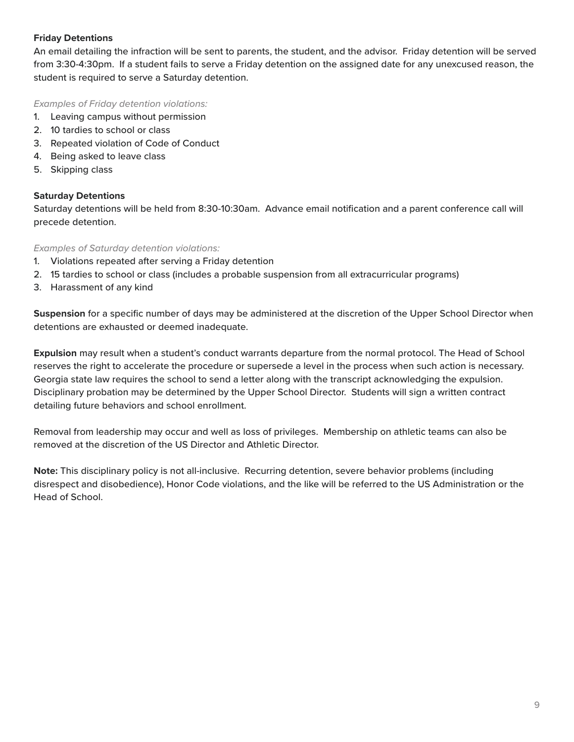### Friday Detentions

An email detailing the infraction will be sent to parents, the student, and the advisor. Friday detention will be served from 3:30-4:30pm. If a student fails to serve a Friday detention on the assigned date for any unexcused reason, the student is required to serve a Saturday detention.

*Examples of Friday detention violations:*

1. Leaving campus without permission
2. 10 tardies to school or class
3. Repeated violation of Code of Conduct
4. Being asked to leave class
5. Skipping class

### Saturday Detentions

Saturday detentions will be held from 8:30-10:30am. Advance email notification and a parent conference call will precede detention.

*Examples of Saturday detention violations:*

1. Violations repeated after serving a Friday detention
2. 15 tardies to school or class (includes a probable suspension from all extracurricular programs)
3. Harassment of any kind

**Suspension** for a specific number of days may be administered at the discretion of the Upper School Director when detentions are exhausted or deemed inadequate.

**Expulsion** may result when a student's conduct warrants departure from the normal protocol. The Head of School reserves the right to accelerate the procedure or supersede a level in the process when such action is necessary. Georgia state law requires the school to send a letter along with the transcript acknowledging the expulsion. Disciplinary probation may be determined by the Upper School Director. Students will sign a written contract detailing future behaviors and school enrollment.

Removal from leadership may occur and well as loss of privileges. Membership on athletic teams can also be removed at the discretion of the US Director and Athletic Director.

**Note:** This disciplinary policy is not all-inclusive. Recurring detention, severe behavior problems (including disrespect and disobedience), Honor Code violations, and the like will be referred to the US Administration or the Head of School.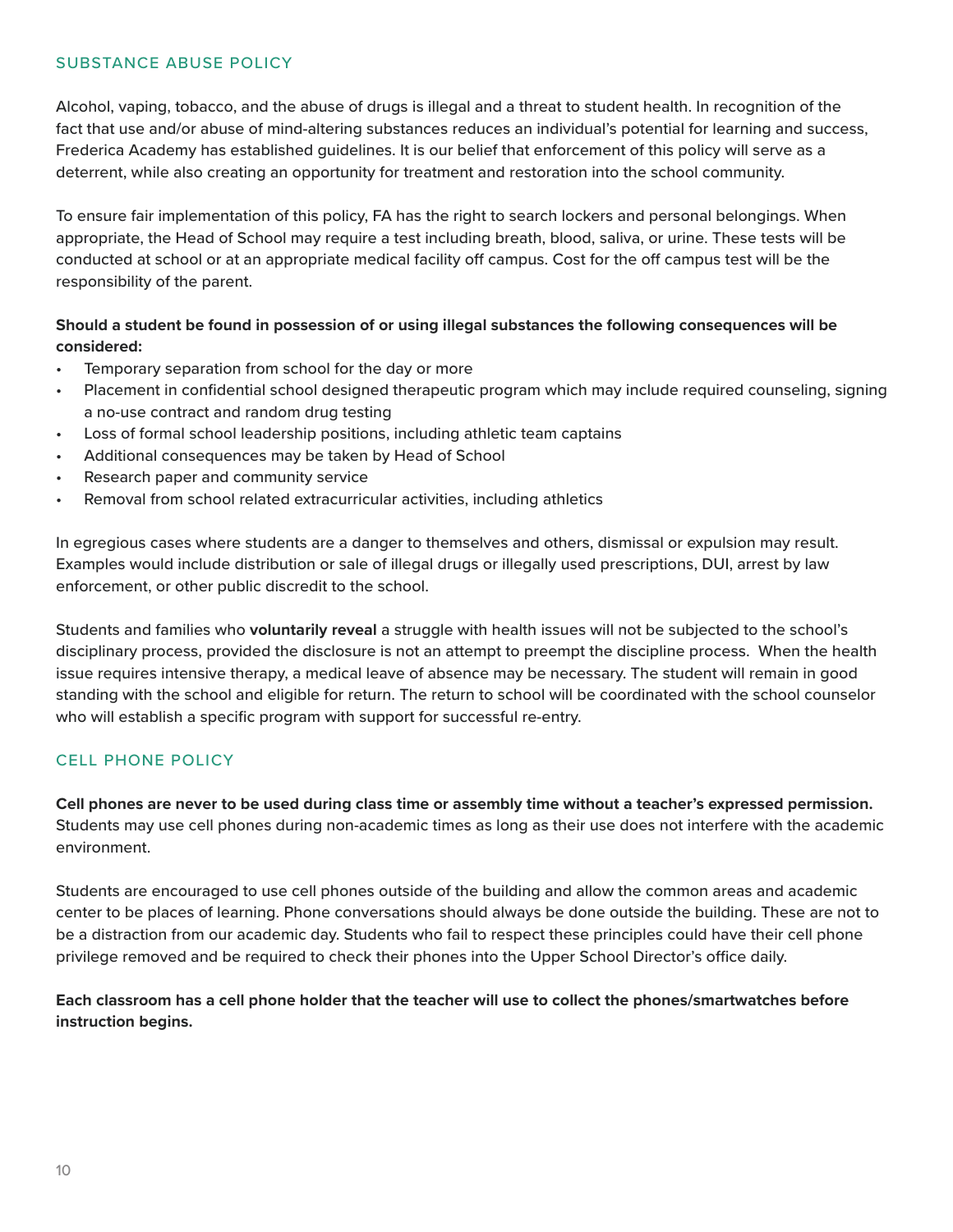## SUBSTANCE ABUSE POLICY

Alcohol, vaping, tobacco, and the abuse of drugs is illegal and a threat to student health. In recognition of the fact that use and/or abuse of mind-altering substances reduces an individual's potential for learning and success, Frederica Academy has established guidelines. It is our belief that enforcement of this policy will serve as a deterrent, while also creating an opportunity for treatment and restoration into the school community.

To ensure fair implementation of this policy, FA has the right to search lockers and personal belongings. When appropriate, the Head of School may require a test including breath, blood, saliva, or urine. These tests will be conducted at school or at an appropriate medical facility off campus. Cost for the off campus test will be the responsibility of the parent.

**Should a student be found in possession of or using illegal substances the following consequences will be considered:**

- Temporary separation from school for the day or more
- Placement in confidential school designed therapeutic program which may include required counseling, signing a no-use contract and random drug testing
- Loss of formal school leadership positions, including athletic team captains
- Additional consequences may be taken by Head of School
- Research paper and community service
- Removal from school related extracurricular activities, including athletics

In egregious cases where students are a danger to themselves and others, dismissal or expulsion may result. Examples would include distribution or sale of illegal drugs or illegally used prescriptions, DUI, arrest by law enforcement, or other public discredit to the school.

Students and families who **voluntarily reveal** a struggle with health issues will not be subjected to the school's disciplinary process, provided the disclosure is not an attempt to preempt the discipline process. When the health issue requires intensive therapy, a medical leave of absence may be necessary. The student will remain in good standing with the school and eligible for return. The return to school will be coordinated with the school counselor who will establish a specific program with support for successful re-entry.

## CELL PHONE POLICY

**Cell phones are never to be used during class time or assembly time without a teacher's expressed permission.** Students may use cell phones during non-academic times as long as their use does not interfere with the academic environment.

Students are encouraged to use cell phones outside of the building and allow the common areas and academic center to be places of learning. Phone conversations should always be done outside the building. These are not to be a distraction from our academic day. Students who fail to respect these principles could have their cell phone privilege removed and be required to check their phones into the Upper School Director's office daily.

**Each classroom has a cell phone holder that the teacher will use to collect the phones/smartwatches before instruction begins.**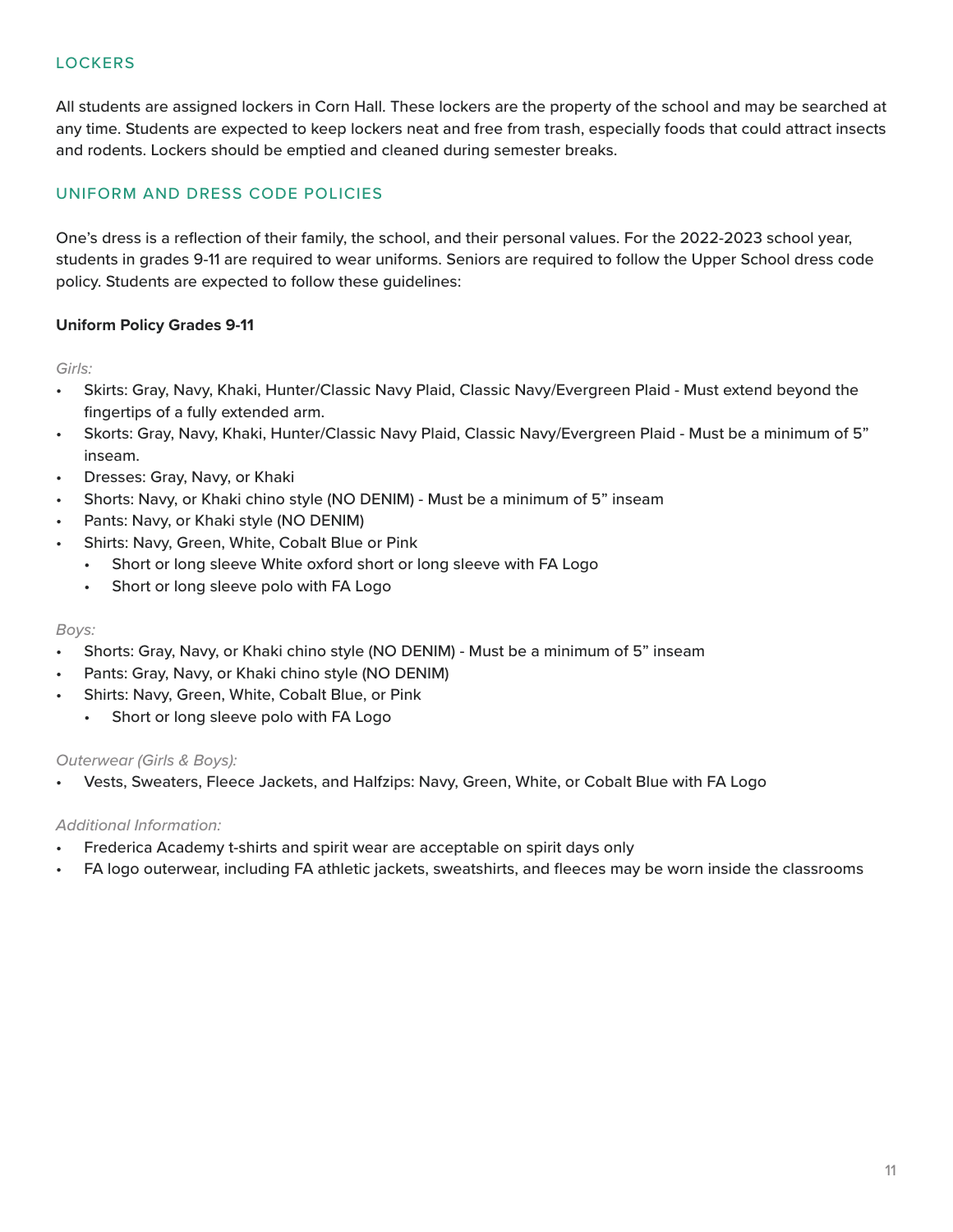## LOCKERS

All students are assigned lockers in Corn Hall. These lockers are the property of the school and may be searched at any time. Students are expected to keep lockers neat and free from trash, especially foods that could attract insects and rodents. Lockers should be emptied and cleaned during semester breaks.

## UNIFORM AND DRESS CODE POLICIES

One's dress is a reflection of their family, the school, and their personal values. For the 2022-2023 school year, students in grades 9-11 are required to wear uniforms. Seniors are required to follow the Upper School dress code policy. Students are expected to follow these guidelines:

**Uniform Policy Grades 9-11**

*Girls:*

- Skirts: Gray, Navy, Khaki, Hunter/Classic Navy Plaid, Classic Navy/Evergreen Plaid - Must extend beyond the fingertips of a fully extended arm.
- Skorts: Gray, Navy, Khaki, Hunter/Classic Navy Plaid, Classic Navy/Evergreen Plaid - Must be a minimum of 5" inseam.
- Dresses: Gray, Navy, or Khaki
- Shorts: Navy, or Khaki chino style (NO DENIM) - Must be a minimum of 5" inseam
- Pants: Navy, or Khaki style (NO DENIM)
- Shirts: Navy, Green, White, Cobalt Blue or Pink
  - Short or long sleeve White oxford short or long sleeve with FA Logo
  - Short or long sleeve polo with FA Logo

*Boys:*

- Shorts: Gray, Navy, or Khaki chino style (NO DENIM) - Must be a minimum of 5" inseam
- Pants: Gray, Navy, or Khaki chino style (NO DENIM)
- Shirts: Navy, Green, White, Cobalt Blue, or Pink
  - Short or long sleeve polo with FA Logo

*Outerwear (Girls & Boys):*

- Vests, Sweaters, Fleece Jackets, and Halfzips: Navy, Green, White, or Cobalt Blue with FA Logo

*Additional Information:*

- Frederica Academy t-shirts and spirit wear are acceptable on spirit days only
- FA logo outerwear, including FA athletic jackets, sweatshirts, and fleeces may be worn inside the classrooms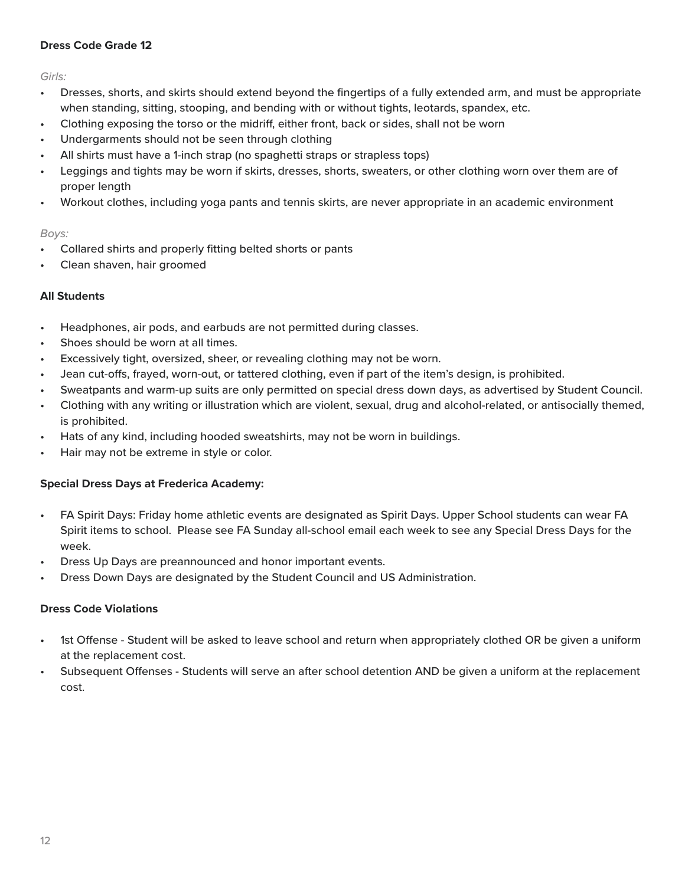**Dress Code Grade 12**

*Girls:*

- Dresses, shorts, and skirts should extend beyond the fingertips of a fully extended arm, and must be appropriate when standing, sitting, stooping, and bending with or without tights, leotards, spandex, etc.
- Clothing exposing the torso or the midriff, either front, back or sides, shall not be worn
- Undergarments should not be seen through clothing
- All shirts must have a 1-inch strap (no spaghetti straps or strapless tops)
- Leggings and tights may be worn if skirts, dresses, shorts, sweaters, or other clothing worn over them are of proper length
- Workout clothes, including yoga pants and tennis skirts, are never appropriate in an academic environment

*Boys:*

- Collared shirts and properly fitting belted shorts or pants
- Clean shaven, hair groomed

**All Students**

- Headphones, air pods, and earbuds are not permitted during classes.
- Shoes should be worn at all times.
- Excessively tight, oversized, sheer, or revealing clothing may not be worn.
- Jean cut-offs, frayed, worn-out, or tattered clothing, even if part of the item's design, is prohibited.
- Sweatpants and warm-up suits are only permitted on special dress down days, as advertised by Student Council.
- Clothing with any writing or illustration which are violent, sexual, drug and alcohol-related, or antisocially themed, is prohibited.
- Hats of any kind, including hooded sweatshirts, may not be worn in buildings.
- Hair may not be extreme in style or color.

**Special Dress Days at Frederica Academy:**

- FA Spirit Days: Friday home athletic events are designated as Spirit Days. Upper School students can wear FA Spirit items to school. Please see FA Sunday all-school email each week to see any Special Dress Days for the week.
- Dress Up Days are preannounced and honor important events.
- Dress Down Days are designated by the Student Council and US Administration.

**Dress Code Violations**

- 1st Offense - Student will be asked to leave school and return when appropriately clothed OR be given a uniform at the replacement cost.
- Subsequent Offenses - Students will serve an after school detention AND be given a uniform at the replacement cost.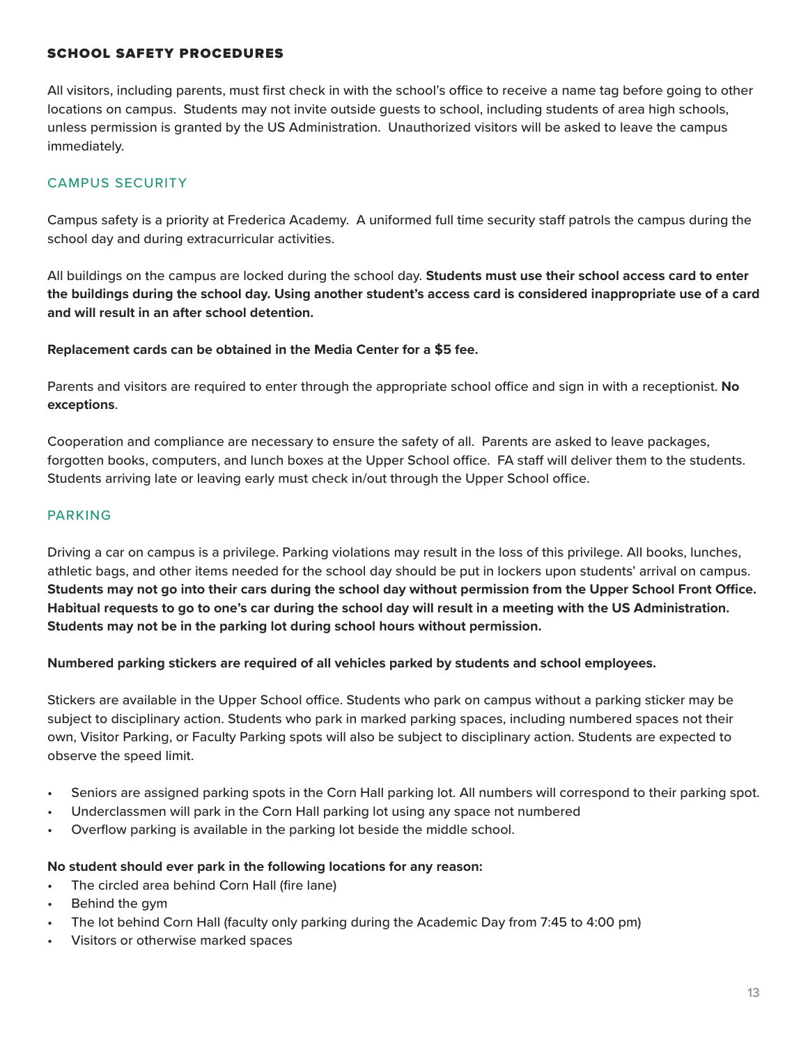## SCHOOL SAFETY PROCEDURES

All visitors, including parents, must first check in with the school's office to receive a name tag before going to other locations on campus. Students may not invite outside guests to school, including students of area high schools, unless permission is granted by the US Administration. Unauthorized visitors will be asked to leave the campus immediately.

### CAMPUS SECURITY

Campus safety is a priority at Frederica Academy. A uniformed full time security staff patrols the campus during the school day and during extracurricular activities.

All buildings on the campus are locked during the school day. **Students must use their school access card to enter the buildings during the school day. Using another student's access card is considered inappropriate use of a card and will result in an after school detention.**

**Replacement cards can be obtained in the Media Center for a $5 fee.**

Parents and visitors are required to enter through the appropriate school office and sign in with a receptionist. **No exceptions**.

Cooperation and compliance are necessary to ensure the safety of all. Parents are asked to leave packages, forgotten books, computers, and lunch boxes at the Upper School office. FA staff will deliver them to the students. Students arriving late or leaving early must check in/out through the Upper School office.

### PARKING

Driving a car on campus is a privilege. Parking violations may result in the loss of this privilege. All books, lunches, athletic bags, and other items needed for the school day should be put in lockers upon students' arrival on campus. **Students may not go into their cars during the school day without permission from the Upper School Front Office. Habitual requests to go to one's car during the school day will result in a meeting with the US Administration. Students may not be in the parking lot during school hours without permission.**

**Numbered parking stickers are required of all vehicles parked by students and school employees.**

Stickers are available in the Upper School office. Students who park on campus without a parking sticker may be subject to disciplinary action. Students who park in marked parking spaces, including numbered spaces not their own, Visitor Parking, or Faculty Parking spots will also be subject to disciplinary action. Students are expected to observe the speed limit.

- Seniors are assigned parking spots in the Corn Hall parking lot. All numbers will correspond to their parking spot.
- Underclassmen will park in the Corn Hall parking lot using any space not numbered
- Overflow parking is available in the parking lot beside the middle school.

**No student should ever park in the following locations for any reason:**

- The circled area behind Corn Hall (fire lane)
- Behind the gym
- The lot behind Corn Hall (faculty only parking during the Academic Day from 7:45 to 4:00 pm)
- Visitors or otherwise marked spaces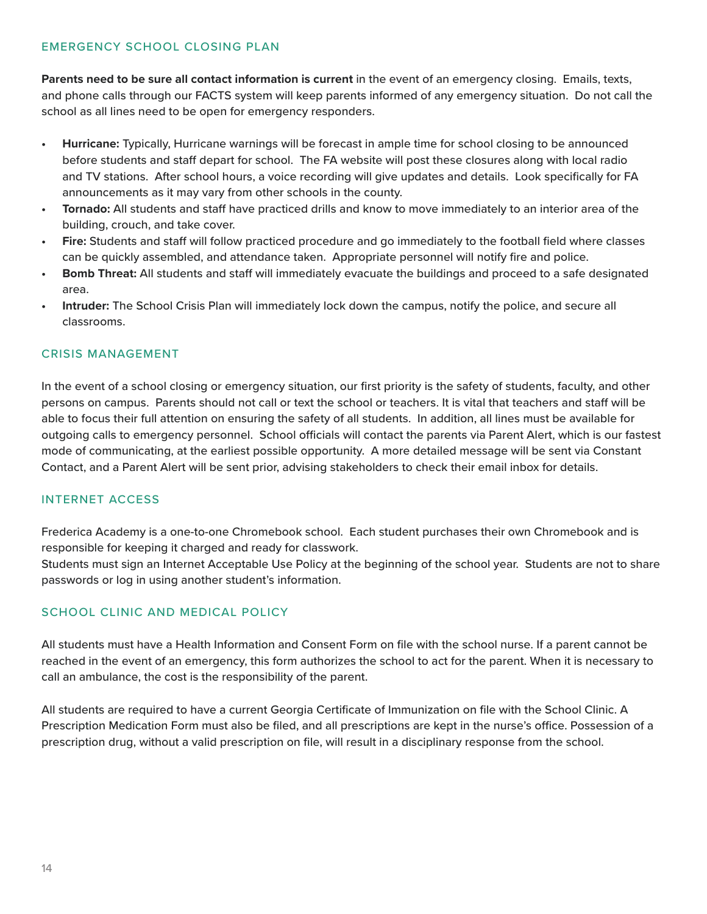## EMERGENCY SCHOOL CLOSING PLAN

**Parents need to be sure all contact information is current** in the event of an emergency closing. Emails, texts, and phone calls through our FACTS system will keep parents informed of any emergency situation. Do not call the school as all lines need to be open for emergency responders.

- **Hurricane:** Typically, Hurricane warnings will be forecast in ample time for school closing to be announced before students and staff depart for school. The FA website will post these closures along with local radio and TV stations. After school hours, a voice recording will give updates and details. Look specifically for FA announcements as it may vary from other schools in the county.
- **Tornado:** All students and staff have practiced drills and know to move immediately to an interior area of the building, crouch, and take cover.
- **Fire:** Students and staff will follow practiced procedure and go immediately to the football field where classes can be quickly assembled, and attendance taken. Appropriate personnel will notify fire and police.
- **Bomb Threat:** All students and staff will immediately evacuate the buildings and proceed to a safe designated area.
- **Intruder:** The School Crisis Plan will immediately lock down the campus, notify the police, and secure all classrooms.

## CRISIS MANAGEMENT

In the event of a school closing or emergency situation, our first priority is the safety of students, faculty, and other persons on campus. Parents should not call or text the school or teachers. It is vital that teachers and staff will be able to focus their full attention on ensuring the safety of all students. In addition, all lines must be available for outgoing calls to emergency personnel. School officials will contact the parents via Parent Alert, which is our fastest mode of communicating, at the earliest possible opportunity. A more detailed message will be sent via Constant Contact, and a Parent Alert will be sent prior, advising stakeholders to check their email inbox for details.

## INTERNET ACCESS

Frederica Academy is a one-to-one Chromebook school. Each student purchases their own Chromebook and is responsible for keeping it charged and ready for classwork.
Students must sign an Internet Acceptable Use Policy at the beginning of the school year. Students are not to share passwords or log in using another student's information.

## SCHOOL CLINIC AND MEDICAL POLICY

All students must have a Health Information and Consent Form on file with the school nurse. If a parent cannot be reached in the event of an emergency, this form authorizes the school to act for the parent. When it is necessary to call an ambulance, the cost is the responsibility of the parent.

All students are required to have a current Georgia Certificate of Immunization on file with the School Clinic. A Prescription Medication Form must also be filed, and all prescriptions are kept in the nurse's office. Possession of a prescription drug, without a valid prescription on file, will result in a disciplinary response from the school.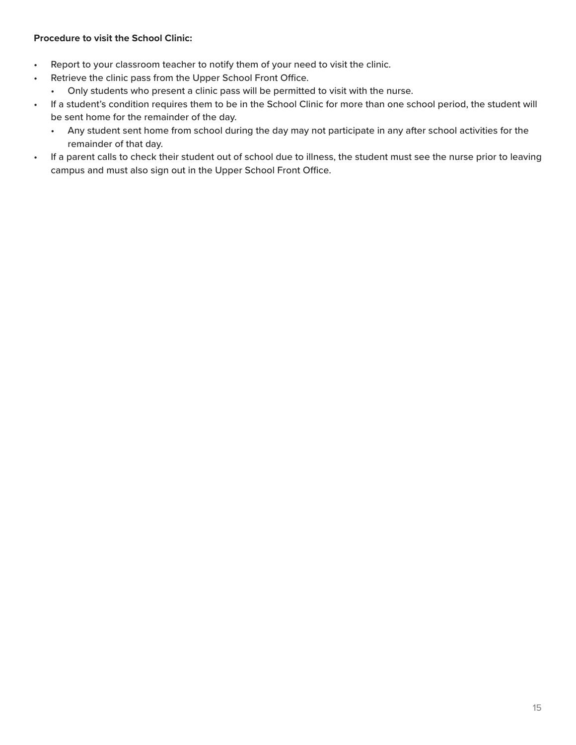**Procedure to visit the School Clinic:**

- Report to your classroom teacher to notify them of your need to visit the clinic.
- Retrieve the clinic pass from the Upper School Front Office.
  - Only students who present a clinic pass will be permitted to visit with the nurse.
- If a student's condition requires them to be in the School Clinic for more than one school period, the student will be sent home for the remainder of the day.
  - Any student sent home from school during the day may not participate in any after school activities for the remainder of that day.
- If a parent calls to check their student out of school due to illness, the student must see the nurse prior to leaving campus and must also sign out in the Upper School Front Office.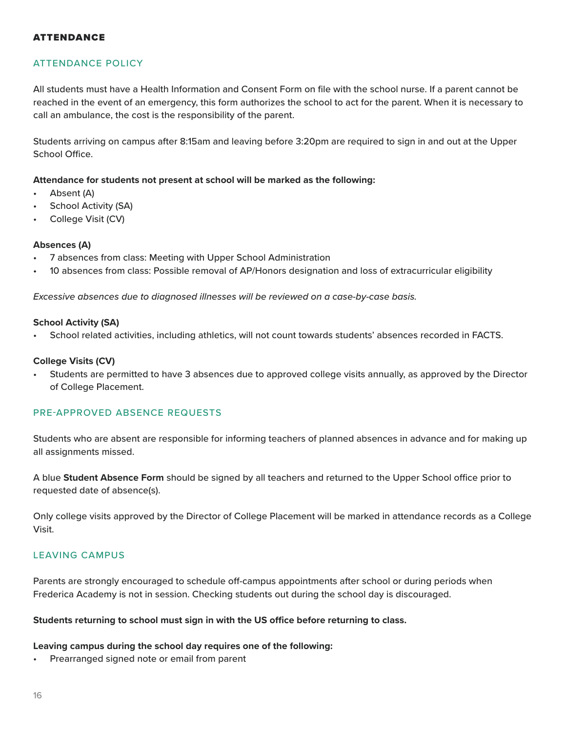## ATTENDANCE

### ATTENDANCE POLICY

All students must have a Health Information and Consent Form on file with the school nurse. If a parent cannot be reached in the event of an emergency, this form authorizes the school to act for the parent. When it is necessary to call an ambulance, the cost is the responsibility of the parent.

Students arriving on campus after 8:15am and leaving before 3:20pm are required to sign in and out at the Upper School Office.

**Attendance for students not present at school will be marked as the following:**

- Absent (A)
- School Activity (SA)
- College Visit (CV)

**Absences (A)**

- 7 absences from class: Meeting with Upper School Administration
- 10 absences from class: Possible removal of AP/Honors designation and loss of extracurricular eligibility

*Excessive absences due to diagnosed illnesses will be reviewed on a case-by-case basis.*

**School Activity (SA)**

- School related activities, including athletics, will not count towards students' absences recorded in FACTS.

**College Visits (CV)**

- Students are permitted to have 3 absences due to approved college visits annually, as approved by the Director of College Placement.

### PRE-APPROVED ABSENCE REQUESTS

Students who are absent are responsible for informing teachers of planned absences in advance and for making up all assignments missed.

A blue **Student Absence Form** should be signed by all teachers and returned to the Upper School office prior to requested date of absence(s).

Only college visits approved by the Director of College Placement will be marked in attendance records as a College Visit.

### LEAVING CAMPUS

Parents are strongly encouraged to schedule off-campus appointments after school or during periods when Frederica Academy is not in session. Checking students out during the school day is discouraged.

**Students returning to school must sign in with the US office before returning to class.**

**Leaving campus during the school day requires one of the following:**

- Prearranged signed note or email from parent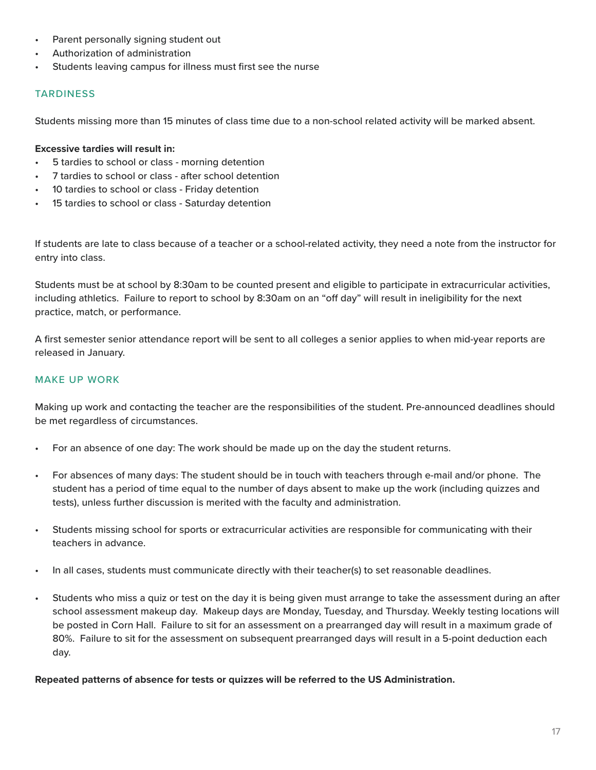- Parent personally signing student out
- Authorization of administration
- Students leaving campus for illness must first see the nurse

## TARDINESS

Students missing more than 15 minutes of class time due to a non-school related activity will be marked absent.

**Excessive tardies will result in:**

- 5 tardies to school or class - morning detention
- 7 tardies to school or class - after school detention
- 10 tardies to school or class - Friday detention
- 15 tardies to school or class - Saturday detention

If students are late to class because of a teacher or a school-related activity, they need a note from the instructor for entry into class.

Students must be at school by 8:30am to be counted present and eligible to participate in extracurricular activities, including athletics. Failure to report to school by 8:30am on an "off day" will result in ineligibility for the next practice, match, or performance.

A first semester senior attendance report will be sent to all colleges a senior applies to when mid-year reports are released in January.

## MAKE UP WORK

Making up work and contacting the teacher are the responsibilities of the student. Pre-announced deadlines should be met regardless of circumstances.

- For an absence of one day: The work should be made up on the day the student returns.
- For absences of many days: The student should be in touch with teachers through e-mail and/or phone. The student has a period of time equal to the number of days absent to make up the work (including quizzes and tests), unless further discussion is merited with the faculty and administration.
- Students missing school for sports or extracurricular activities are responsible for communicating with their teachers in advance.
- In all cases, students must communicate directly with their teacher(s) to set reasonable deadlines.
- Students who miss a quiz or test on the day it is being given must arrange to take the assessment during an after school assessment makeup day. Makeup days are Monday, Tuesday, and Thursday. Weekly testing locations will be posted in Corn Hall. Failure to sit for an assessment on a prearranged day will result in a maximum grade of 80%. Failure to sit for the assessment on subsequent prearranged days will result in a 5-point deduction each day.

**Repeated patterns of absence for tests or quizzes will be referred to the US Administration.**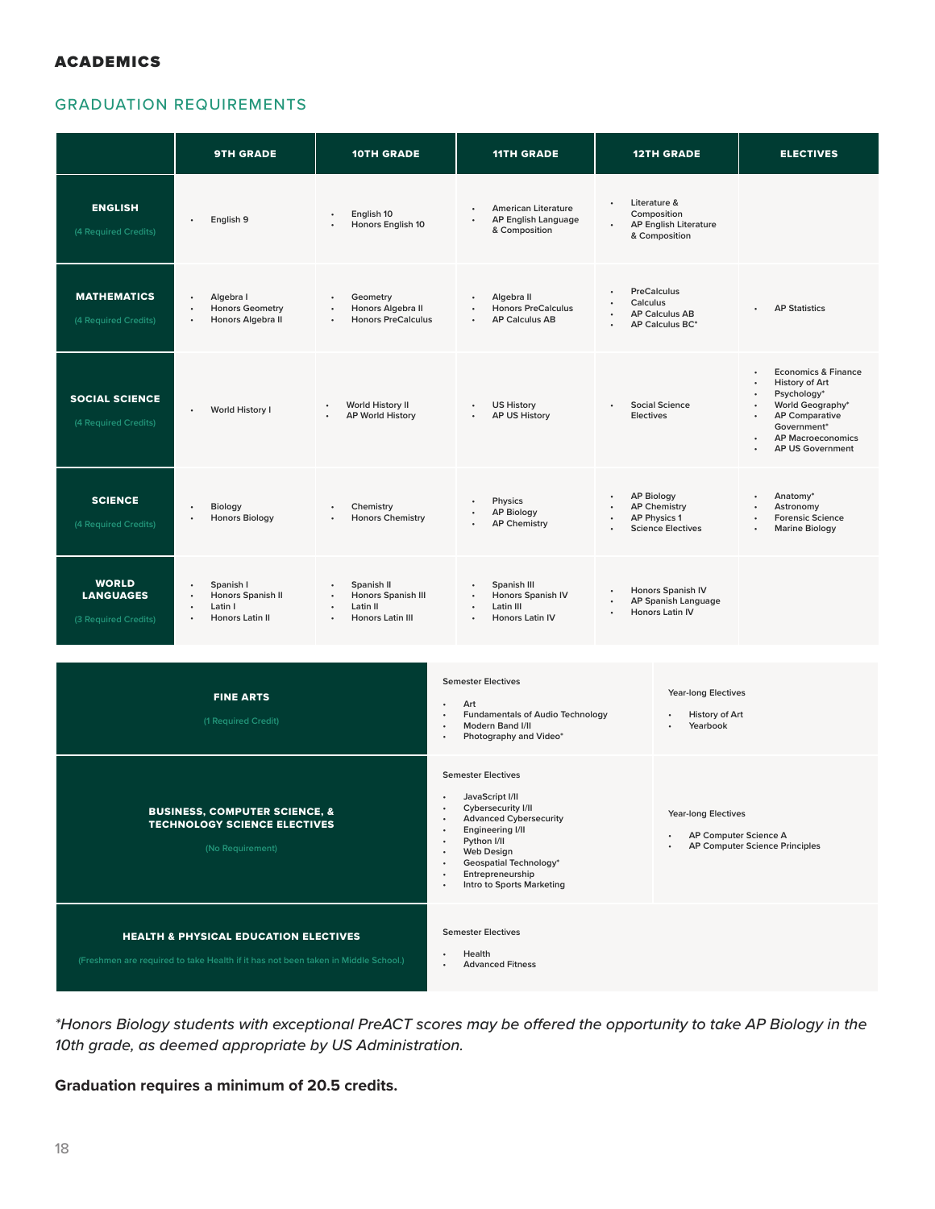# ACADEMICS

## GRADUATION REQUIREMENTS

| | 9TH GRADE | 10TH GRADE | 11TH GRADE | 12TH GRADE | ELECTIVES |
|---|---|---|---|---|---|
| **ENGLISH** (4 Required Credits) | • English 9 | • English 10<br>• Honors English 10 | • American Literature<br>• AP English Language & Composition | • Literature & Composition<br>• AP English Literature & Composition | |
| **MATHEMATICS** (4 Required Credits) | • Algebra I<br>• Honors Geometry<br>• Honors Algebra II | • Geometry<br>• Honors Algebra II<br>• Honors PreCalculus | • Algebra II<br>• Honors PreCalculus<br>• AP Calculus AB | • PreCalculus<br>• Calculus<br>• AP Calculus AB<br>• AP Calculus BC* | • AP Statistics |
| **SOCIAL SCIENCE** (4 Required Credits) | • World History I | • World History II<br>• AP World History | • US History<br>• AP US History | • Social Science Electives | • Economics & Finance<br>• History of Art<br>• Psychology*<br>• World Geography*<br>• AP Comparative Government*<br>• AP Macroeconomics<br>• AP US Government |
| **SCIENCE** (4 Required Credits) | • Biology<br>• Honors Biology | • Chemistry<br>• Honors Chemistry | • Physics<br>• AP Biology<br>• AP Chemistry | • AP Biology<br>• AP Chemistry<br>• AP Physics 1<br>• Science Electives | • Anatomy*<br>• Astronomy<br>• Forensic Science<br>• Marine Biology |
| **WORLD LANGUAGES** (3 Required Credits) | • Spanish I<br>• Honors Spanish II<br>• Latin I<br>• Honors Latin II | • Spanish II<br>• Honors Spanish III<br>• Latin II<br>• Honors Latin III | • Spanish III<br>• Honors Spanish IV<br>• Latin III<br>• Honors Latin IV | • Honors Spanish IV<br>• AP Spanish Language<br>• Honors Latin IV | |

| | Semester Electives | Year-long Electives |
|---|---|---|
| **FINE ARTS** (1 Required Credit) | • Art<br>• Fundamentals of Audio Technology<br>• Modern Band I/II<br>• Photography and Video* | • History of Art<br>• Yearbook |
| **BUSINESS, COMPUTER SCIENCE, & TECHNOLOGY SCIENCE ELECTIVES** (No Requirement) | • JavaScript I/II<br>• Cybersecurity I/II<br>• Advanced Cybersecurity<br>• Engineering I/II<br>• Python I/II<br>• Web Design<br>• Geospatial Technology*<br>• Entrepreneurship<br>• Intro to Sports Marketing | • AP Computer Science A<br>• AP Computer Science Principles |
| **HEALTH & PHYSICAL EDUCATION ELECTIVES** (Freshmen are required to take Health if it has not been taken in Middle School.) | • Health<br>• Advanced Fitness | |

*\*Honors Biology students with exceptional PreACT scores may be offered the opportunity to take AP Biology in the 10th grade, as deemed appropriate by US Administration.*

**Graduation requires a minimum of 20.5 credits.**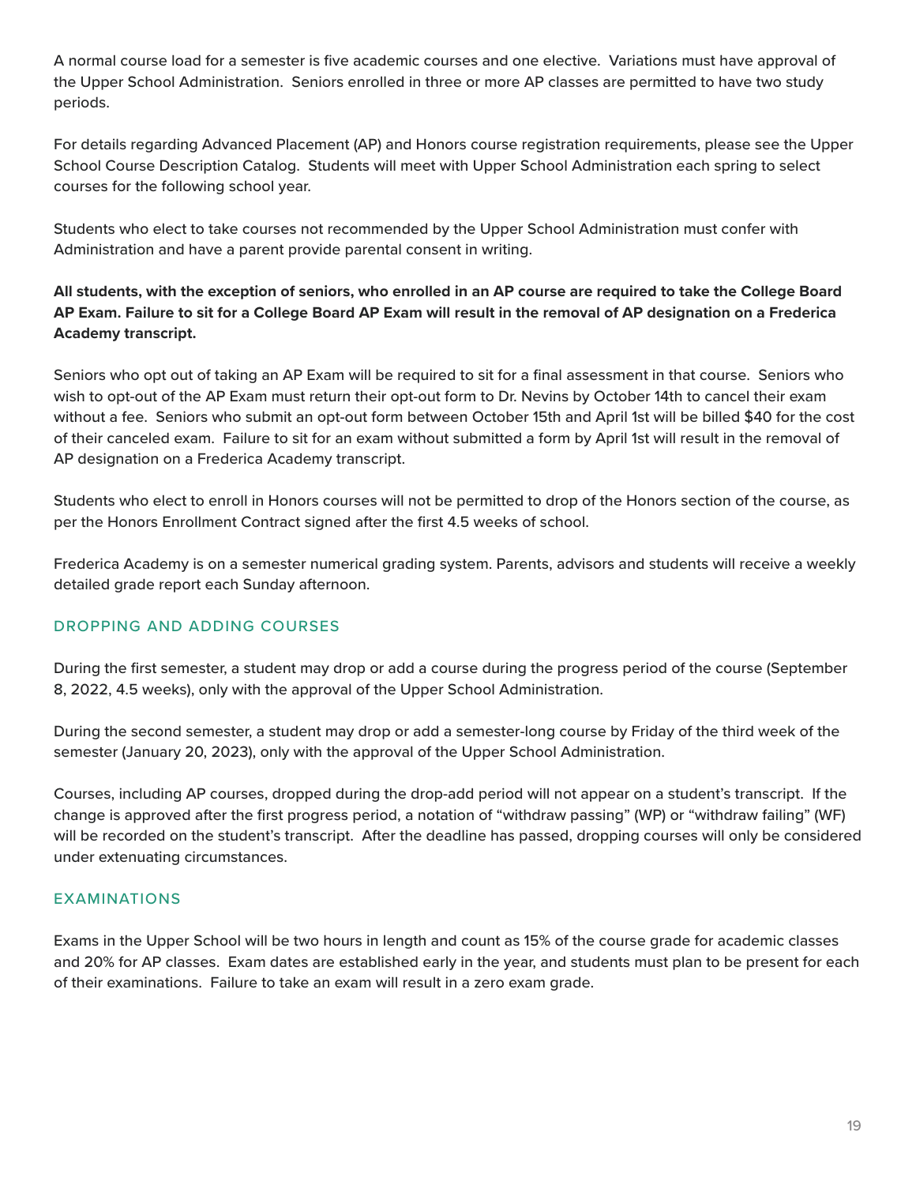A normal course load for a semester is five academic courses and one elective. Variations must have approval of the Upper School Administration. Seniors enrolled in three or more AP classes are permitted to have two study periods.

For details regarding Advanced Placement (AP) and Honors course registration requirements, please see the Upper School Course Description Catalog. Students will meet with Upper School Administration each spring to select courses for the following school year.

Students who elect to take courses not recommended by the Upper School Administration must confer with Administration and have a parent provide parental consent in writing.

**All students, with the exception of seniors, who enrolled in an AP course are required to take the College Board AP Exam. Failure to sit for a College Board AP Exam will result in the removal of AP designation on a Frederica Academy transcript.**

Seniors who opt out of taking an AP Exam will be required to sit for a final assessment in that course. Seniors who wish to opt-out of the AP Exam must return their opt-out form to Dr. Nevins by October 14th to cancel their exam without a fee. Seniors who submit an opt-out form between October 15th and April 1st will be billed $40 for the cost of their canceled exam. Failure to sit for an exam without submitted a form by April 1st will result in the removal of AP designation on a Frederica Academy transcript.

Students who elect to enroll in Honors courses will not be permitted to drop of the Honors section of the course, as per the Honors Enrollment Contract signed after the first 4.5 weeks of school.

Frederica Academy is on a semester numerical grading system. Parents, advisors and students will receive a weekly detailed grade report each Sunday afternoon.

## DROPPING AND ADDING COURSES

During the first semester, a student may drop or add a course during the progress period of the course (September 8, 2022, 4.5 weeks), only with the approval of the Upper School Administration.

During the second semester, a student may drop or add a semester-long course by Friday of the third week of the semester (January 20, 2023), only with the approval of the Upper School Administration.

Courses, including AP courses, dropped during the drop-add period will not appear on a student's transcript. If the change is approved after the first progress period, a notation of "withdraw passing" (WP) or "withdraw failing" (WF) will be recorded on the student's transcript. After the deadline has passed, dropping courses will only be considered under extenuating circumstances.

## EXAMINATIONS

Exams in the Upper School will be two hours in length and count as 15% of the course grade for academic classes and 20% for AP classes. Exam dates are established early in the year, and students must plan to be present for each of their examinations. Failure to take an exam will result in a zero exam grade.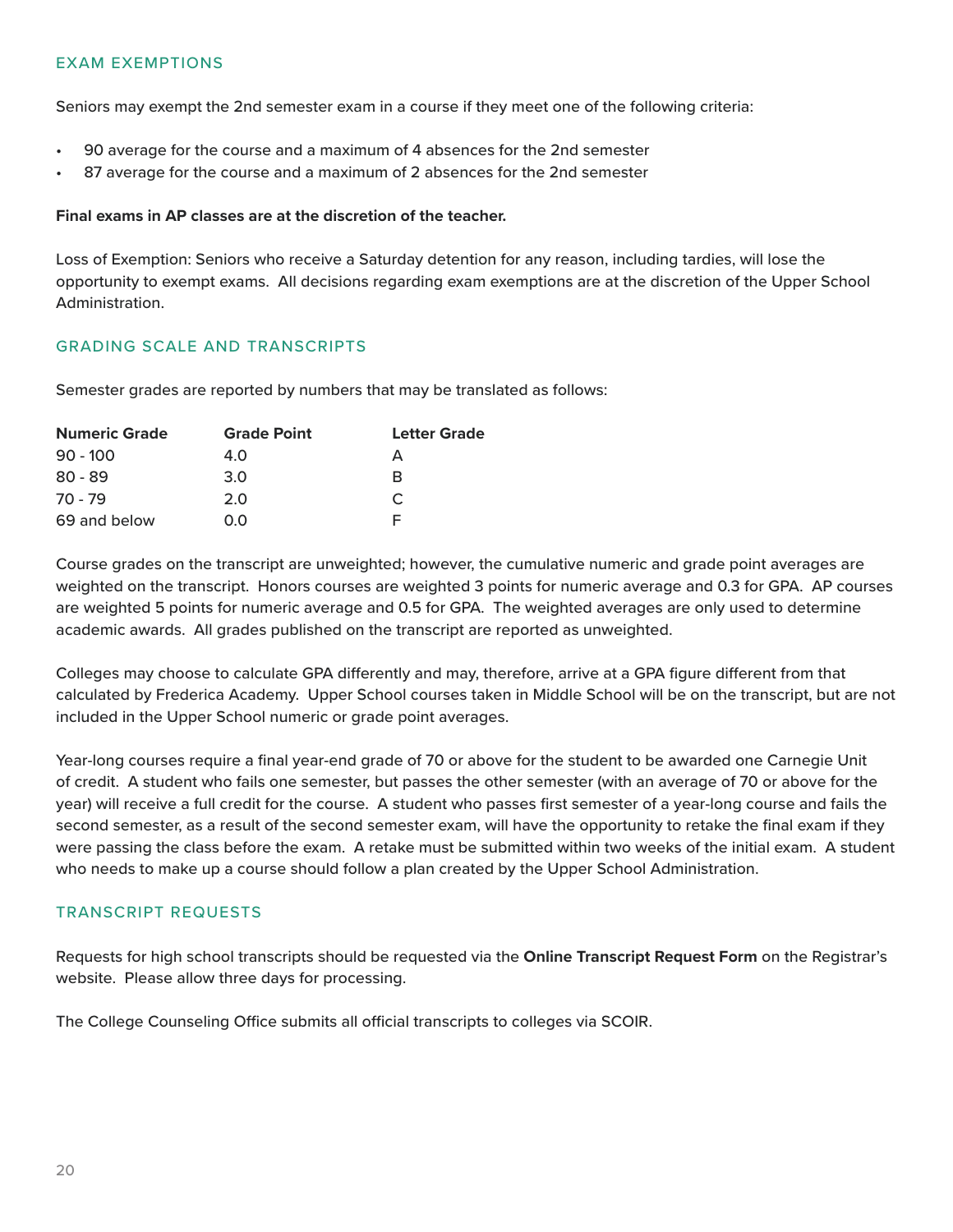## EXAM EXEMPTIONS

Seniors may exempt the 2nd semester exam in a course if they meet one of the following criteria:

- 90 average for the course and a maximum of 4 absences for the 2nd semester
- 87 average for the course and a maximum of 2 absences for the 2nd semester

**Final exams in AP classes are at the discretion of the teacher.**

Loss of Exemption: Seniors who receive a Saturday detention for any reason, including tardies, will lose the opportunity to exempt exams. All decisions regarding exam exemptions are at the discretion of the Upper School Administration.

## GRADING SCALE AND TRANSCRIPTS

Semester grades are reported by numbers that may be translated as follows:

| Numeric Grade | Grade Point | Letter Grade |
|---|---|---|
| 90 - 100 | 4.0 | A |
| 80 - 89 | 3.0 | B |
| 70 - 79 | 2.0 | C |
| 69 and below | 0.0 | F |

Course grades on the transcript are unweighted; however, the cumulative numeric and grade point averages are weighted on the transcript. Honors courses are weighted 3 points for numeric average and 0.3 for GPA. AP courses are weighted 5 points for numeric average and 0.5 for GPA. The weighted averages are only used to determine academic awards. All grades published on the transcript are reported as unweighted.

Colleges may choose to calculate GPA differently and may, therefore, arrive at a GPA figure different from that calculated by Frederica Academy. Upper School courses taken in Middle School will be on the transcript, but are not included in the Upper School numeric or grade point averages.

Year-long courses require a final year-end grade of 70 or above for the student to be awarded one Carnegie Unit of credit. A student who fails one semester, but passes the other semester (with an average of 70 or above for the year) will receive a full credit for the course. A student who passes first semester of a year-long course and fails the second semester, as a result of the second semester exam, will have the opportunity to retake the final exam if they were passing the class before the exam. A retake must be submitted within two weeks of the initial exam. A student who needs to make up a course should follow a plan created by the Upper School Administration.

## TRANSCRIPT REQUESTS

Requests for high school transcripts should be requested via the **Online Transcript Request Form** on the Registrar's website. Please allow three days for processing.

The College Counseling Office submits all official transcripts to colleges via SCOIR.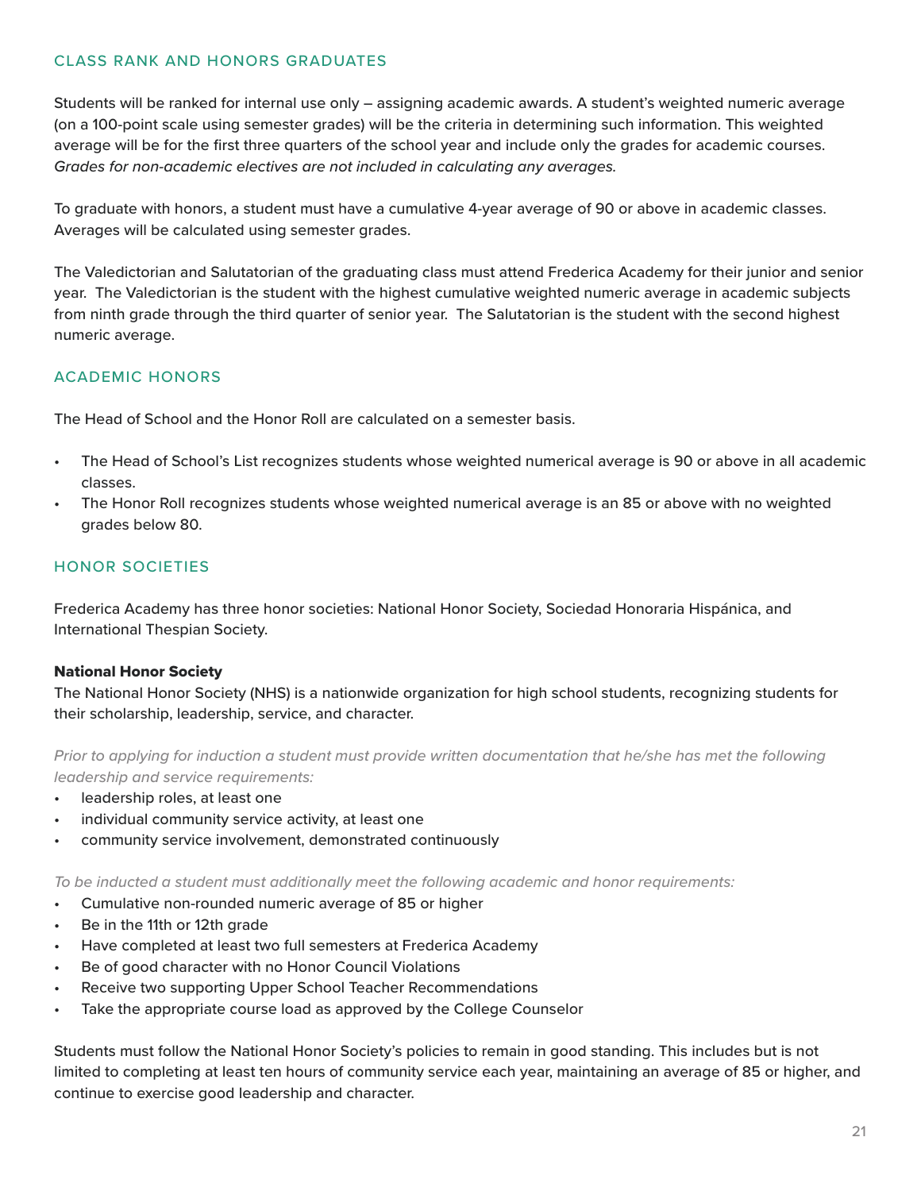## CLASS RANK AND HONORS GRADUATES

Students will be ranked for internal use only – assigning academic awards. A student's weighted numeric average (on a 100-point scale using semester grades) will be the criteria in determining such information. This weighted average will be for the first three quarters of the school year and include only the grades for academic courses. *Grades for non-academic electives are not included in calculating any averages.*

To graduate with honors, a student must have a cumulative 4-year average of 90 or above in academic classes. Averages will be calculated using semester grades.

The Valedictorian and Salutatorian of the graduating class must attend Frederica Academy for their junior and senior year. The Valedictorian is the student with the highest cumulative weighted numeric average in academic subjects from ninth grade through the third quarter of senior year. The Salutatorian is the student with the second highest numeric average.

## ACADEMIC HONORS

The Head of School and the Honor Roll are calculated on a semester basis.

- The Head of School's List recognizes students whose weighted numerical average is 90 or above in all academic classes.
- The Honor Roll recognizes students whose weighted numerical average is an 85 or above with no weighted grades below 80.

## HONOR SOCIETIES

Frederica Academy has three honor societies: National Honor Society, Sociedad Honoraria Hispánica, and International Thespian Society.

### National Honor Society

The National Honor Society (NHS) is a nationwide organization for high school students, recognizing students for their scholarship, leadership, service, and character.

*Prior to applying for induction a student must provide written documentation that he/she has met the following leadership and service requirements:*

- leadership roles, at least one
- individual community service activity, at least one
- community service involvement, demonstrated continuously

*To be inducted a student must additionally meet the following academic and honor requirements:*

- Cumulative non-rounded numeric average of 85 or higher
- Be in the 11th or 12th grade
- Have completed at least two full semesters at Frederica Academy
- Be of good character with no Honor Council Violations
- Receive two supporting Upper School Teacher Recommendations
- Take the appropriate course load as approved by the College Counselor

Students must follow the National Honor Society's policies to remain in good standing. This includes but is not limited to completing at least ten hours of community service each year, maintaining an average of 85 or higher, and continue to exercise good leadership and character.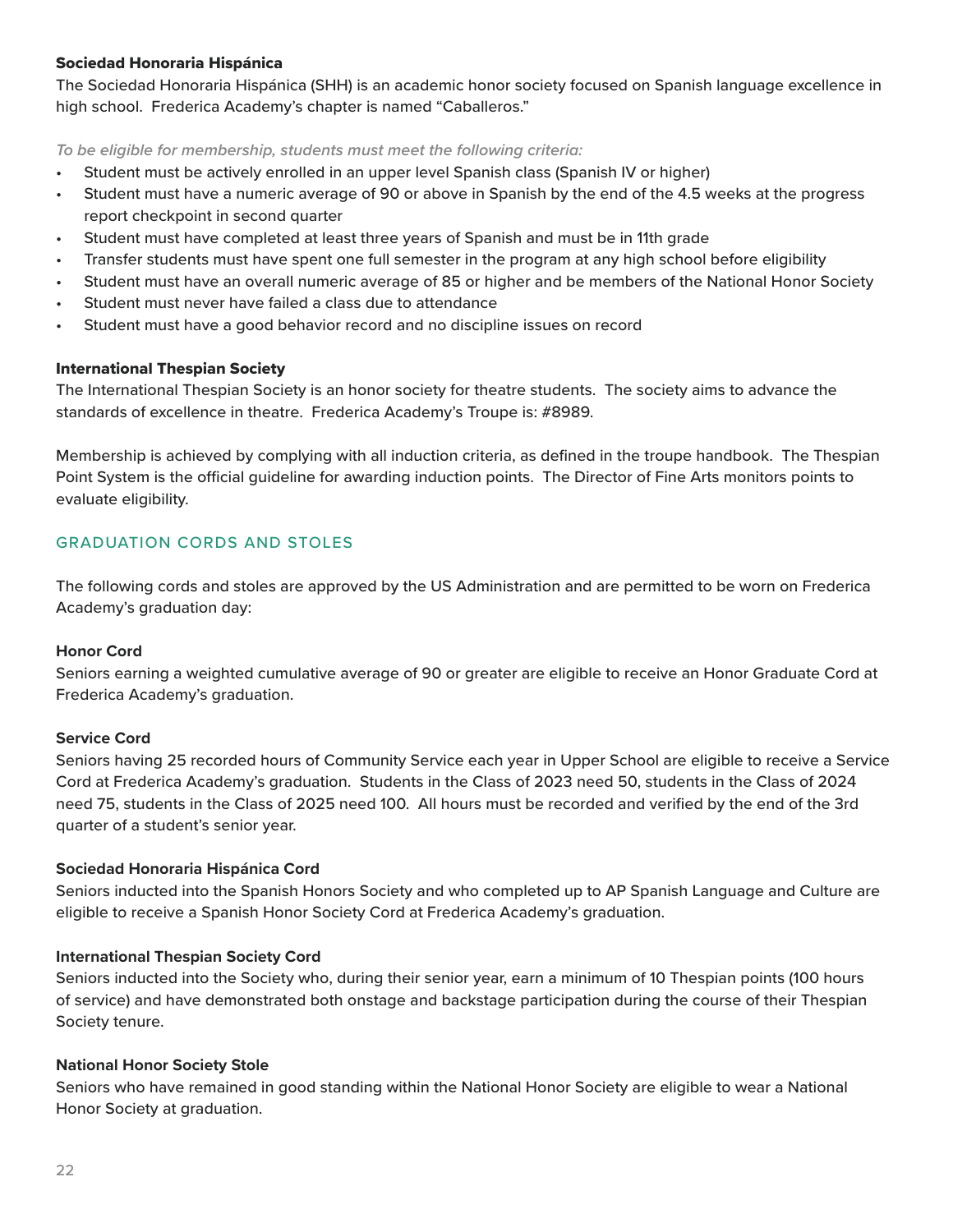### Sociedad Honoraria Hispánica

The Sociedad Honoraria Hispánica (SHH) is an academic honor society focused on Spanish language excellence in high school. Frederica Academy's chapter is named "Caballeros."

*To be eligible for membership, students must meet the following criteria:*

- Student must be actively enrolled in an upper level Spanish class (Spanish IV or higher)
- Student must have a numeric average of 90 or above in Spanish by the end of the 4.5 weeks at the progress report checkpoint in second quarter
- Student must have completed at least three years of Spanish and must be in 11th grade
- Transfer students must have spent one full semester in the program at any high school before eligibility
- Student must have an overall numeric average of 85 or higher and be members of the National Honor Society
- Student must never have failed a class due to attendance
- Student must have a good behavior record and no discipline issues on record

### International Thespian Society

The International Thespian Society is an honor society for theatre students. The society aims to advance the standards of excellence in theatre. Frederica Academy's Troupe is: #8989.

Membership is achieved by complying with all induction criteria, as defined in the troupe handbook. The Thespian Point System is the official guideline for awarding induction points. The Director of Fine Arts monitors points to evaluate eligibility.

## GRADUATION CORDS AND STOLES

The following cords and stoles are approved by the US Administration and are permitted to be worn on Frederica Academy's graduation day:

**Honor Cord**

Seniors earning a weighted cumulative average of 90 or greater are eligible to receive an Honor Graduate Cord at Frederica Academy's graduation.

**Service Cord**

Seniors having 25 recorded hours of Community Service each year in Upper School are eligible to receive a Service Cord at Frederica Academy's graduation. Students in the Class of 2023 need 50, students in the Class of 2024 need 75, students in the Class of 2025 need 100. All hours must be recorded and verified by the end of the 3rd quarter of a student's senior year.

**Sociedad Honoraria Hispánica Cord**

Seniors inducted into the Spanish Honors Society and who completed up to AP Spanish Language and Culture are eligible to receive a Spanish Honor Society Cord at Frederica Academy's graduation.

**International Thespian Society Cord**

Seniors inducted into the Society who, during their senior year, earn a minimum of 10 Thespian points (100 hours of service) and have demonstrated both onstage and backstage participation during the course of their Thespian Society tenure.

**National Honor Society Stole**

Seniors who have remained in good standing within the National Honor Society are eligible to wear a National Honor Society at graduation.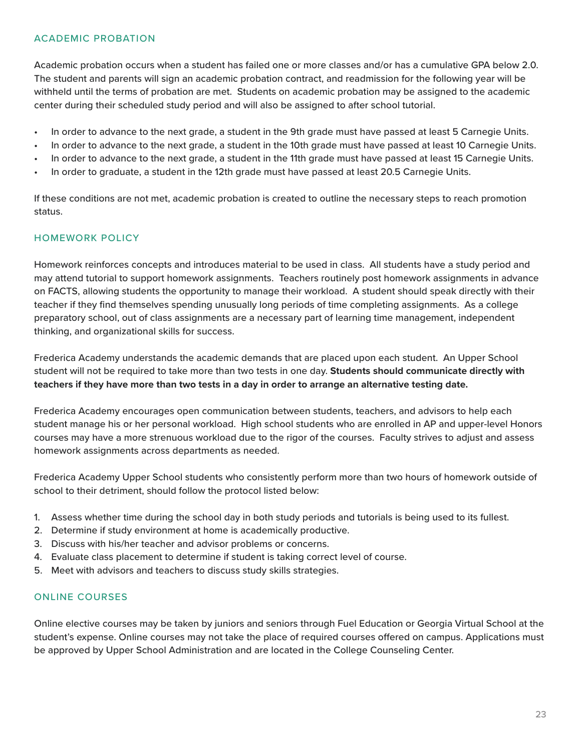## ACADEMIC PROBATION

Academic probation occurs when a student has failed one or more classes and/or has a cumulative GPA below 2.0. The student and parents will sign an academic probation contract, and readmission for the following year will be withheld until the terms of probation are met. Students on academic probation may be assigned to the academic center during their scheduled study period and will also be assigned to after school tutorial.

- In order to advance to the next grade, a student in the 9th grade must have passed at least 5 Carnegie Units.
- In order to advance to the next grade, a student in the 10th grade must have passed at least 10 Carnegie Units.
- In order to advance to the next grade, a student in the 11th grade must have passed at least 15 Carnegie Units.
- In order to graduate, a student in the 12th grade must have passed at least 20.5 Carnegie Units.

If these conditions are not met, academic probation is created to outline the necessary steps to reach promotion status.

## HOMEWORK POLICY

Homework reinforces concepts and introduces material to be used in class. All students have a study period and may attend tutorial to support homework assignments. Teachers routinely post homework assignments in advance on FACTS, allowing students the opportunity to manage their workload. A student should speak directly with their teacher if they find themselves spending unusually long periods of time completing assignments. As a college preparatory school, out of class assignments are a necessary part of learning time management, independent thinking, and organizational skills for success.

Frederica Academy understands the academic demands that are placed upon each student. An Upper School student will not be required to take more than two tests in one day. **Students should communicate directly with teachers if they have more than two tests in a day in order to arrange an alternative testing date.**

Frederica Academy encourages open communication between students, teachers, and advisors to help each student manage his or her personal workload. High school students who are enrolled in AP and upper-level Honors courses may have a more strenuous workload due to the rigor of the courses. Faculty strives to adjust and assess homework assignments across departments as needed.

Frederica Academy Upper School students who consistently perform more than two hours of homework outside of school to their detriment, should follow the protocol listed below:

1. Assess whether time during the school day in both study periods and tutorials is being used to its fullest.
2. Determine if study environment at home is academically productive.
3. Discuss with his/her teacher and advisor problems or concerns.
4. Evaluate class placement to determine if student is taking correct level of course.
5. Meet with advisors and teachers to discuss study skills strategies.

## ONLINE COURSES

Online elective courses may be taken by juniors and seniors through Fuel Education or Georgia Virtual School at the student's expense. Online courses may not take the place of required courses offered on campus. Applications must be approved by Upper School Administration and are located in the College Counseling Center.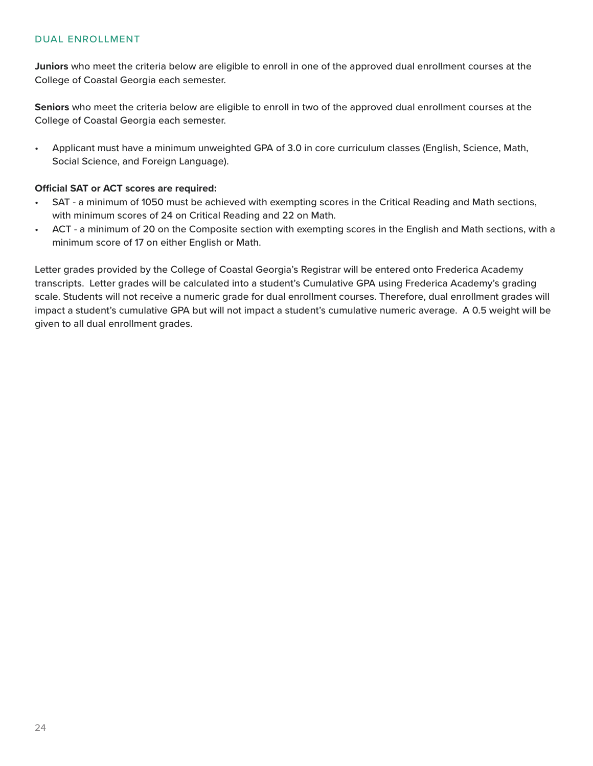## DUAL ENROLLMENT

**Juniors** who meet the criteria below are eligible to enroll in one of the approved dual enrollment courses at the College of Coastal Georgia each semester.

**Seniors** who meet the criteria below are eligible to enroll in two of the approved dual enrollment courses at the College of Coastal Georgia each semester.

- Applicant must have a minimum unweighted GPA of 3.0 in core curriculum classes (English, Science, Math, Social Science, and Foreign Language).

**Official SAT or ACT scores are required:**

- SAT - a minimum of 1050 must be achieved with exempting scores in the Critical Reading and Math sections, with minimum scores of 24 on Critical Reading and 22 on Math.
- ACT - a minimum of 20 on the Composite section with exempting scores in the English and Math sections, with a minimum score of 17 on either English or Math.

Letter grades provided by the College of Coastal Georgia's Registrar will be entered onto Frederica Academy transcripts. Letter grades will be calculated into a student's Cumulative GPA using Frederica Academy's grading scale. Students will not receive a numeric grade for dual enrollment courses. Therefore, dual enrollment grades will impact a student's cumulative GPA but will not impact a student's cumulative numeric average. A 0.5 weight will be given to all dual enrollment grades.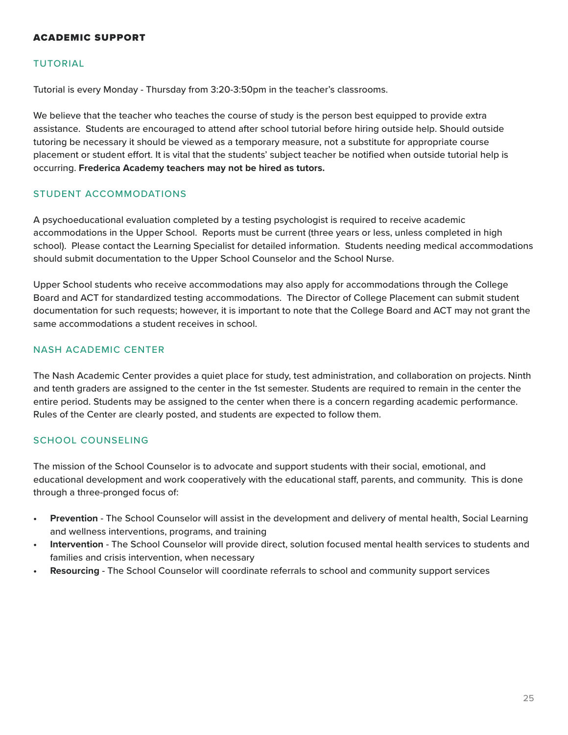## ACADEMIC SUPPORT

### TUTORIAL

Tutorial is every Monday - Thursday from 3:20-3:50pm in the teacher's classrooms.

We believe that the teacher who teaches the course of study is the person best equipped to provide extra assistance. Students are encouraged to attend after school tutorial before hiring outside help. Should outside tutoring be necessary it should be viewed as a temporary measure, not a substitute for appropriate course placement or student effort. It is vital that the students' subject teacher be notified when outside tutorial help is occurring. **Frederica Academy teachers may not be hired as tutors.**

### STUDENT ACCOMMODATIONS

A psychoeducational evaluation completed by a testing psychologist is required to receive academic accommodations in the Upper School. Reports must be current (three years or less, unless completed in high school). Please contact the Learning Specialist for detailed information. Students needing medical accommodations should submit documentation to the Upper School Counselor and the School Nurse.

Upper School students who receive accommodations may also apply for accommodations through the College Board and ACT for standardized testing accommodations. The Director of College Placement can submit student documentation for such requests; however, it is important to note that the College Board and ACT may not grant the same accommodations a student receives in school.

### NASH ACADEMIC CENTER

The Nash Academic Center provides a quiet place for study, test administration, and collaboration on projects. Ninth and tenth graders are assigned to the center in the 1st semester. Students are required to remain in the center the entire period. Students may be assigned to the center when there is a concern regarding academic performance. Rules of the Center are clearly posted, and students are expected to follow them.

### SCHOOL COUNSELING

The mission of the School Counselor is to advocate and support students with their social, emotional, and educational development and work cooperatively with the educational staff, parents, and community. This is done through a three-pronged focus of:

- **Prevention** - The School Counselor will assist in the development and delivery of mental health, Social Learning and wellness interventions, programs, and training
- **Intervention** - The School Counselor will provide direct, solution focused mental health services to students and families and crisis intervention, when necessary
- **Resourcing** - The School Counselor will coordinate referrals to school and community support services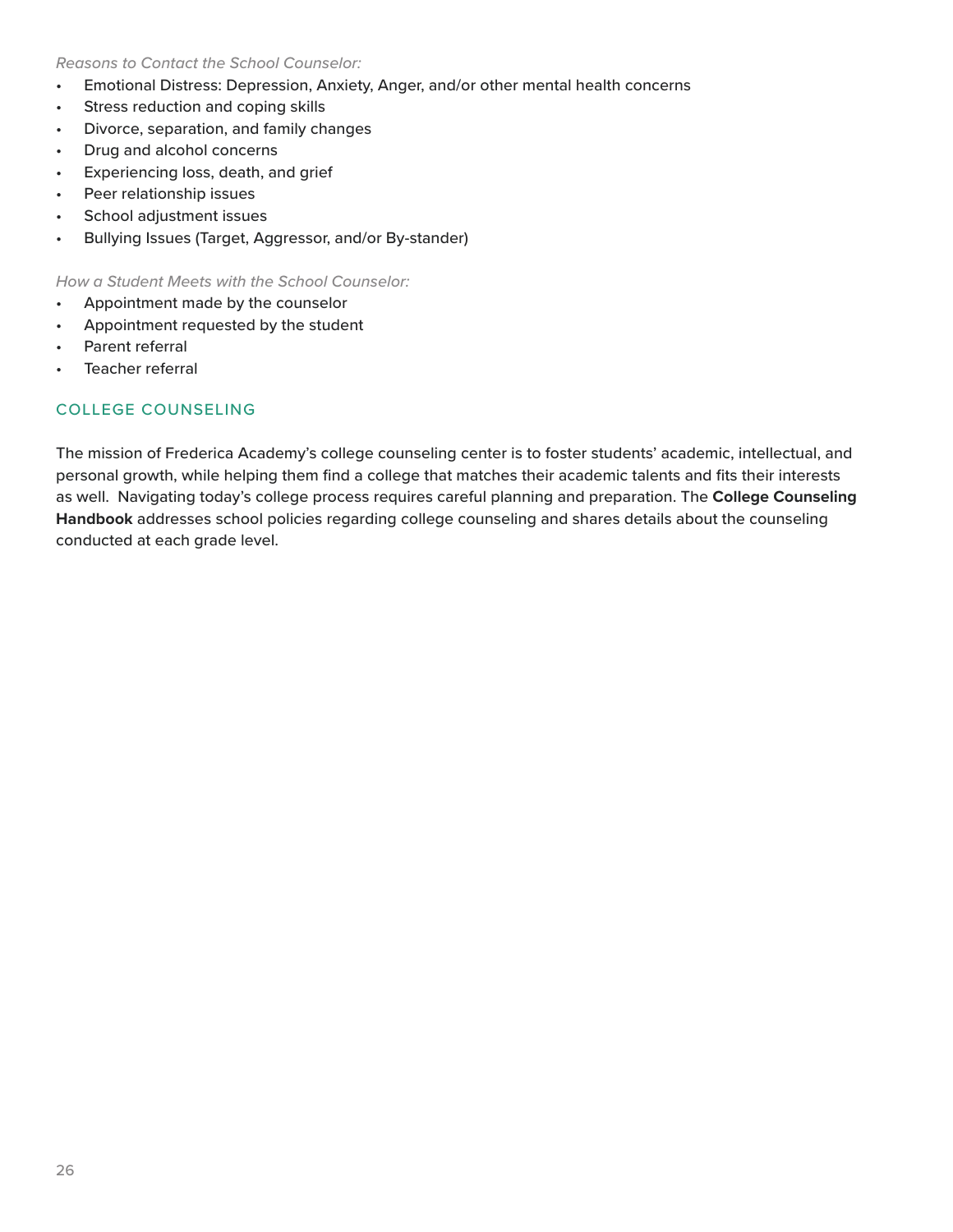*Reasons to Contact the School Counselor:*

- Emotional Distress: Depression, Anxiety, Anger, and/or other mental health concerns
- Stress reduction and coping skills
- Divorce, separation, and family changes
- Drug and alcohol concerns
- Experiencing loss, death, and grief
- Peer relationship issues
- School adjustment issues
- Bullying Issues (Target, Aggressor, and/or By-stander)

*How a Student Meets with the School Counselor:*

- Appointment made by the counselor
- Appointment requested by the student
- Parent referral
- Teacher referral

## COLLEGE COUNSELING

The mission of Frederica Academy's college counseling center is to foster students' academic, intellectual, and personal growth, while helping them find a college that matches their academic talents and fits their interests as well. Navigating today's college process requires careful planning and preparation. The **College Counseling Handbook** addresses school policies regarding college counseling and shares details about the counseling conducted at each grade level.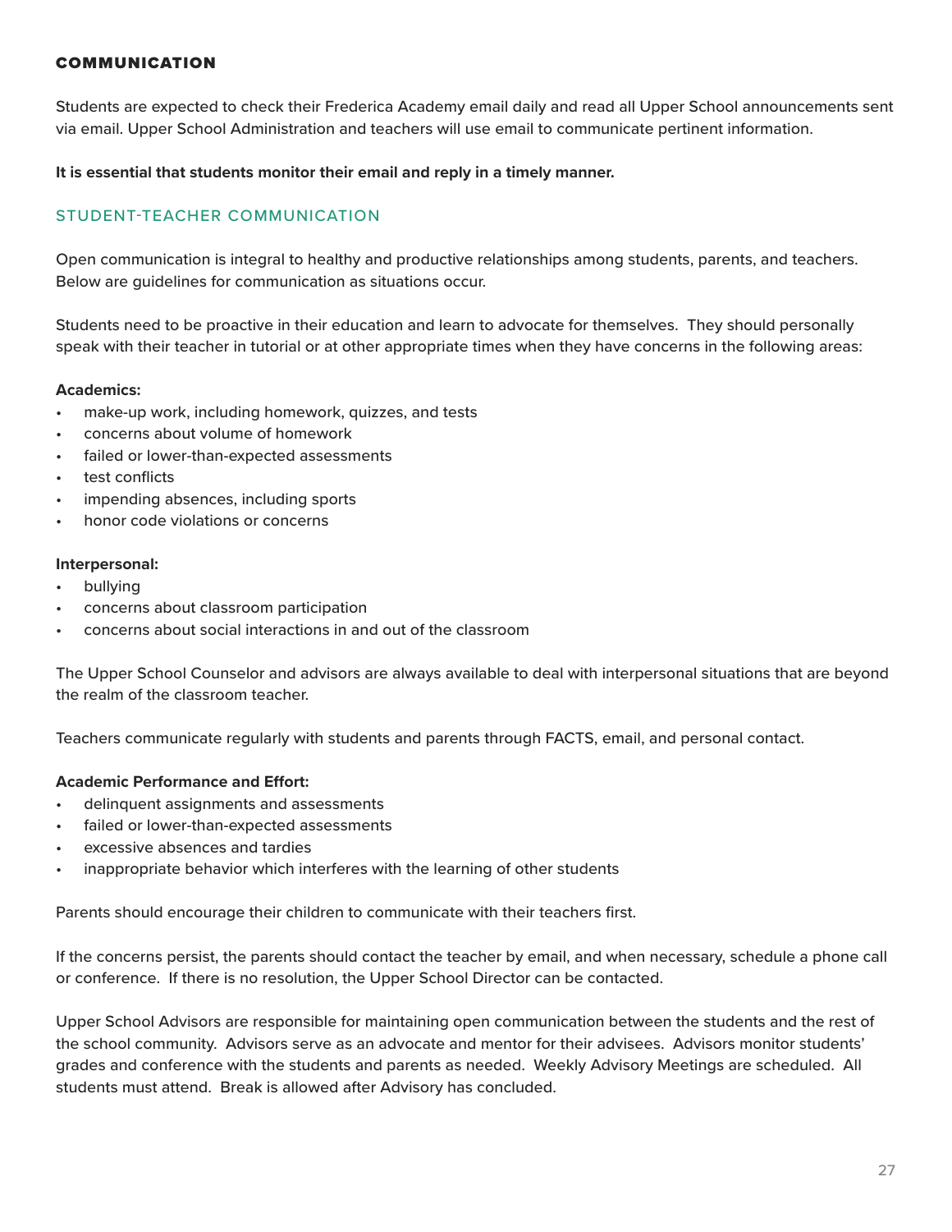## COMMUNICATION

Students are expected to check their Frederica Academy email daily and read all Upper School announcements sent via email. Upper School Administration and teachers will use email to communicate pertinent information.

**It is essential that students monitor their email and reply in a timely manner.**

### STUDENT-TEACHER COMMUNICATION

Open communication is integral to healthy and productive relationships among students, parents, and teachers. Below are guidelines for communication as situations occur.

Students need to be proactive in their education and learn to advocate for themselves. They should personally speak with their teacher in tutorial or at other appropriate times when they have concerns in the following areas:

**Academics:**

- make-up work, including homework, quizzes, and tests
- concerns about volume of homework
- failed or lower-than-expected assessments
- test conflicts
- impending absences, including sports
- honor code violations or concerns

**Interpersonal:**

- bullying
- concerns about classroom participation
- concerns about social interactions in and out of the classroom

The Upper School Counselor and advisors are always available to deal with interpersonal situations that are beyond the realm of the classroom teacher.

Teachers communicate regularly with students and parents through FACTS, email, and personal contact.

**Academic Performance and Effort:**

- delinquent assignments and assessments
- failed or lower-than-expected assessments
- excessive absences and tardies
- inappropriate behavior which interferes with the learning of other students

Parents should encourage their children to communicate with their teachers first.

If the concerns persist, the parents should contact the teacher by email, and when necessary, schedule a phone call or conference. If there is no resolution, the Upper School Director can be contacted.

Upper School Advisors are responsible for maintaining open communication between the students and the rest of the school community. Advisors serve as an advocate and mentor for their advisees. Advisors monitor students' grades and conference with the students and parents as needed. Weekly Advisory Meetings are scheduled. All students must attend. Break is allowed after Advisory has concluded.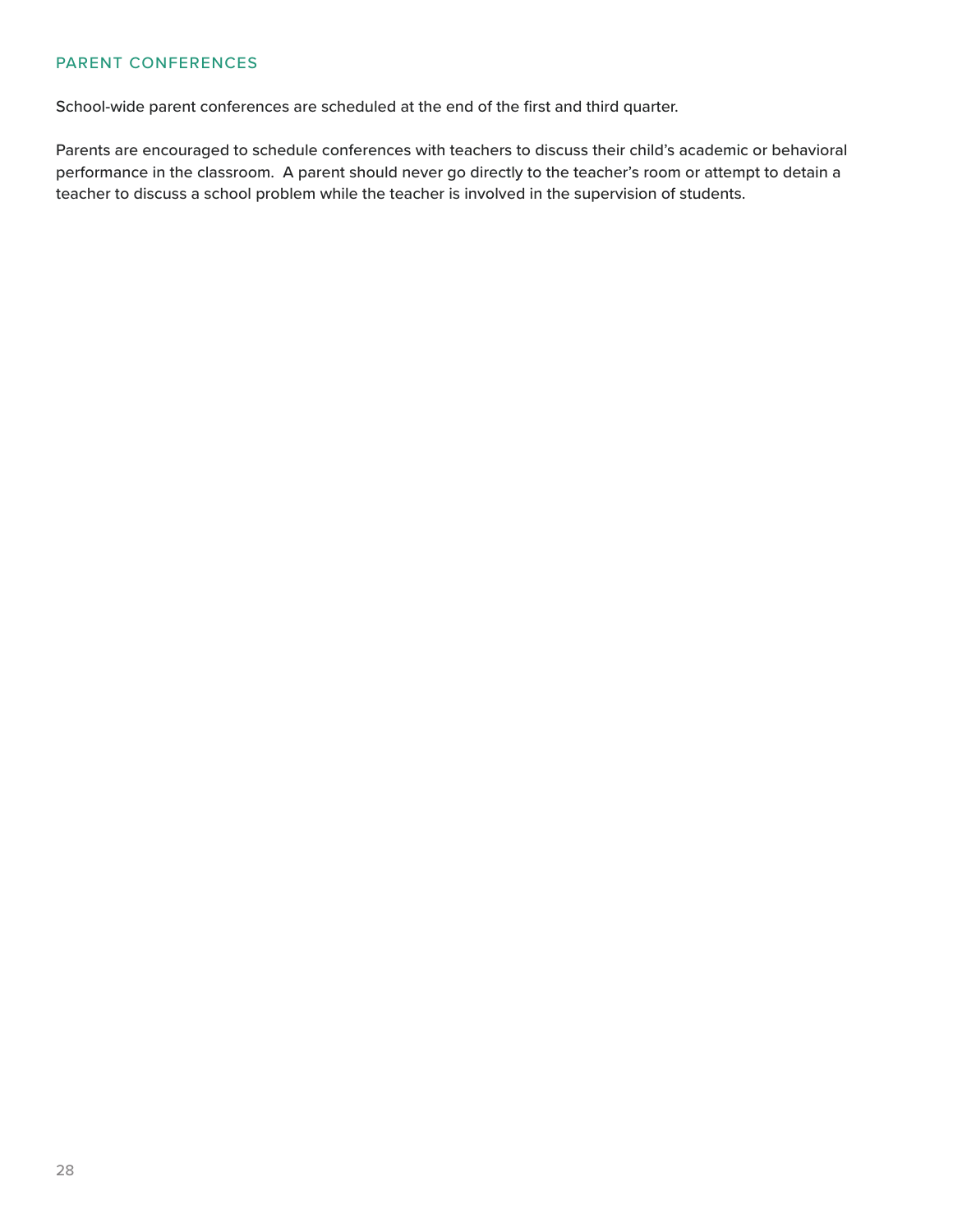## PARENT CONFERENCES

School-wide parent conferences are scheduled at the end of the first and third quarter.

Parents are encouraged to schedule conferences with teachers to discuss their child's academic or behavioral performance in the classroom. A parent should never go directly to the teacher's room or attempt to detain a teacher to discuss a school problem while the teacher is involved in the supervision of students.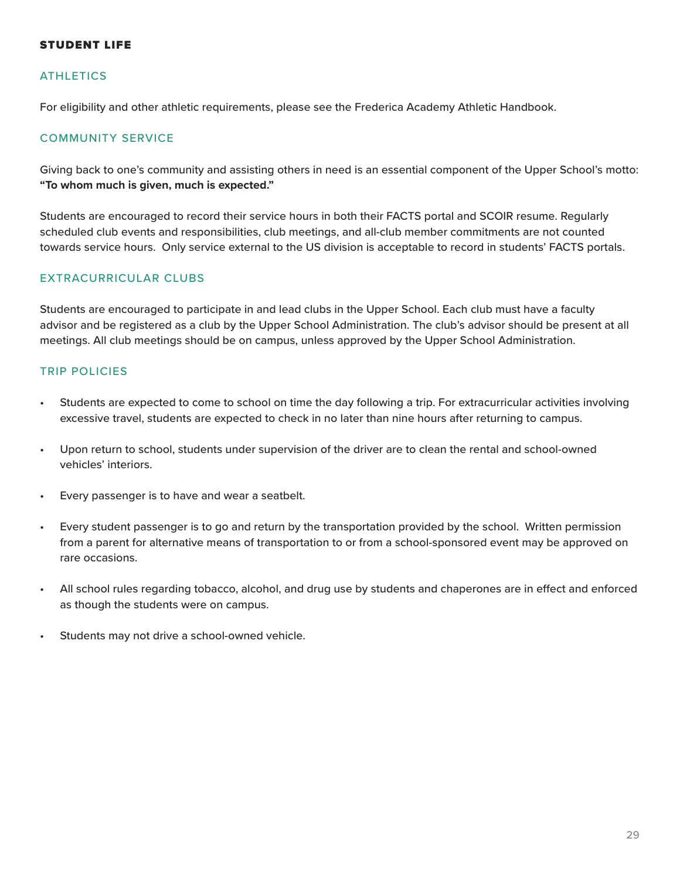# STUDENT LIFE

## ATHLETICS

For eligibility and other athletic requirements, please see the Frederica Academy Athletic Handbook.

## COMMUNITY SERVICE

Giving back to one's community and assisting others in need is an essential component of the Upper School's motto: **"To whom much is given, much is expected."**

Students are encouraged to record their service hours in both their FACTS portal and SCOIR resume. Regularly scheduled club events and responsibilities, club meetings, and all-club member commitments are not counted towards service hours. Only service external to the US division is acceptable to record in students' FACTS portals.

## EXTRACURRICULAR CLUBS

Students are encouraged to participate in and lead clubs in the Upper School. Each club must have a faculty advisor and be registered as a club by the Upper School Administration. The club's advisor should be present at all meetings. All club meetings should be on campus, unless approved by the Upper School Administration.

## TRIP POLICIES

- Students are expected to come to school on time the day following a trip. For extracurricular activities involving excessive travel, students are expected to check in no later than nine hours after returning to campus.
- Upon return to school, students under supervision of the driver are to clean the rental and school-owned vehicles' interiors.
- Every passenger is to have and wear a seatbelt.
- Every student passenger is to go and return by the transportation provided by the school. Written permission from a parent for alternative means of transportation to or from a school-sponsored event may be approved on rare occasions.
- All school rules regarding tobacco, alcohol, and drug use by students and chaperones are in effect and enforced as though the students were on campus.
- Students may not drive a school-owned vehicle.